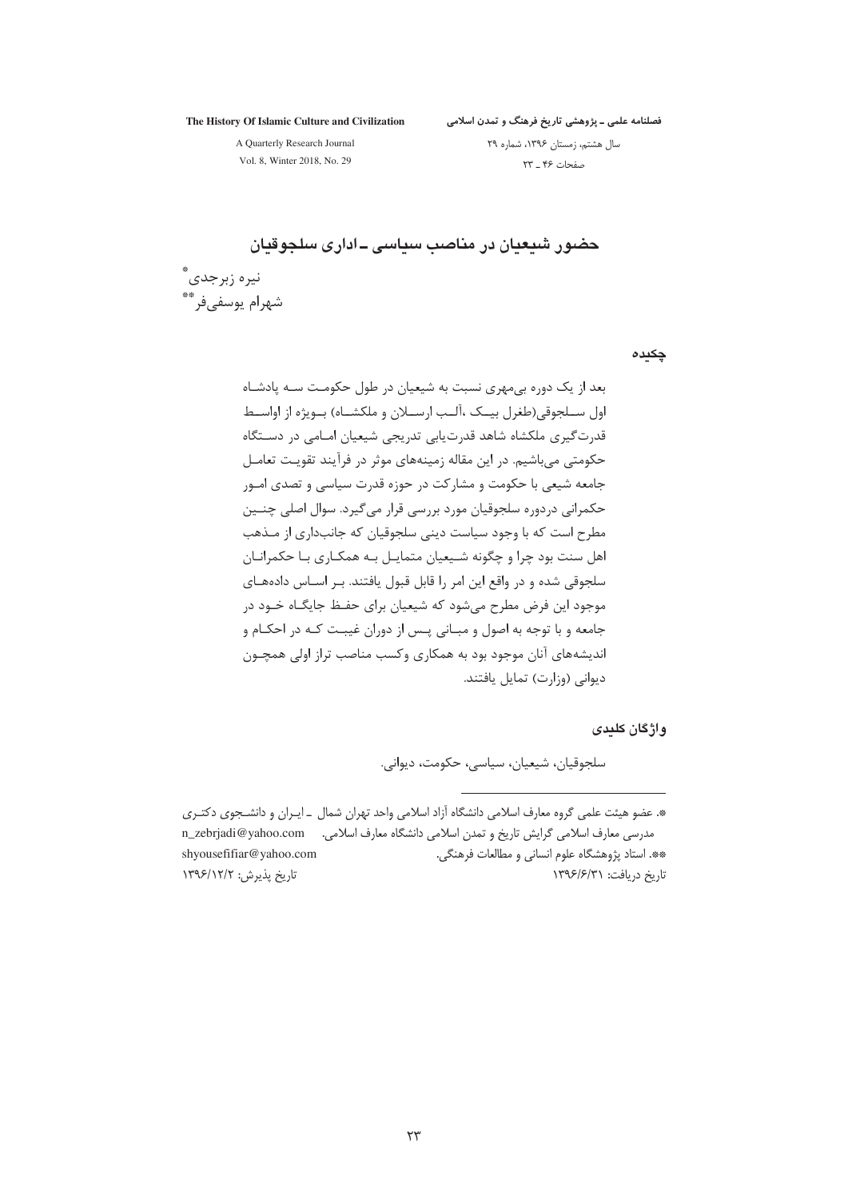# حضور شیعیان در مناصب سیاسی ـ اداری سلجوقیان

نیره زبرجدی[*]
شهرام یوسفی‌فر[**]

## چکیده

بعد از یک دوره بی‌مهری نسبت به شیعیان در طول حکومت سه پادشاه اول سلجوقی(طغرل بیک ،آلب ارسلان و ملکشاه) بویژه از اواسط قدرت‌گیری ملکشاه شاهد قدرت‌یابی تدریجی شیعیان امامی در دستگاه حکومتی می‌باشیم. در این مقاله زمینه‌های موثر در فرآیند تقویت تعامل جامعه شیعی با حکومت و مشارکت در حوزه قدرت سیاسی و تصدی امور حکمرانی دردوره سلجوقیان مورد بررسی قرار می‌گیرد. سوال اصلی چنین مطرح است که با وجود سیاست دینی سلجوقیان که جانبداری از مذهب اهل سنت بود چرا و چگونه شیعیان متمایل به همکاری با حکمرانان سلجوقی شده و در واقع این امر را قابل قبول یافتند. بر اساس داده‌های موجود این فرض مطرح می‌شود که شیعیان برای حفظ جایگاه خود در جامعه و با توجه به اصول و مبانی پس از دوران غیبت که در احکام و اندیشه‌های آنان موجود بود به همکاری وکسب مناصب تراز اولی همچون دیوانی (وزارت) تمایل یافتند.

## واژگان کلیدی

سلجوقیان، شیعیان، سیاسی، حکومت، دیوانی.

---

*. عضو هیئت علمی گروه معارف اسلامی دانشگاه آزاد اسلامی واحد تهران شمال ـ ایران و دانشجوی دکتری مدرسی معارف اسلامی گرایش تاریخ و تمدن اسلامی دانشگاه معارف اسلامی. n_zebrjadi@yahoo.com

**. استاد پژوهشگاه علوم انسانی و مطالعات فرهنگی. shyousefifiar@yahoo.com

تاریخ دریافت: ۱۳۹۶/۶/۳۱ تاریخ پذیرش: ۱۳۹۶/۱۲/۲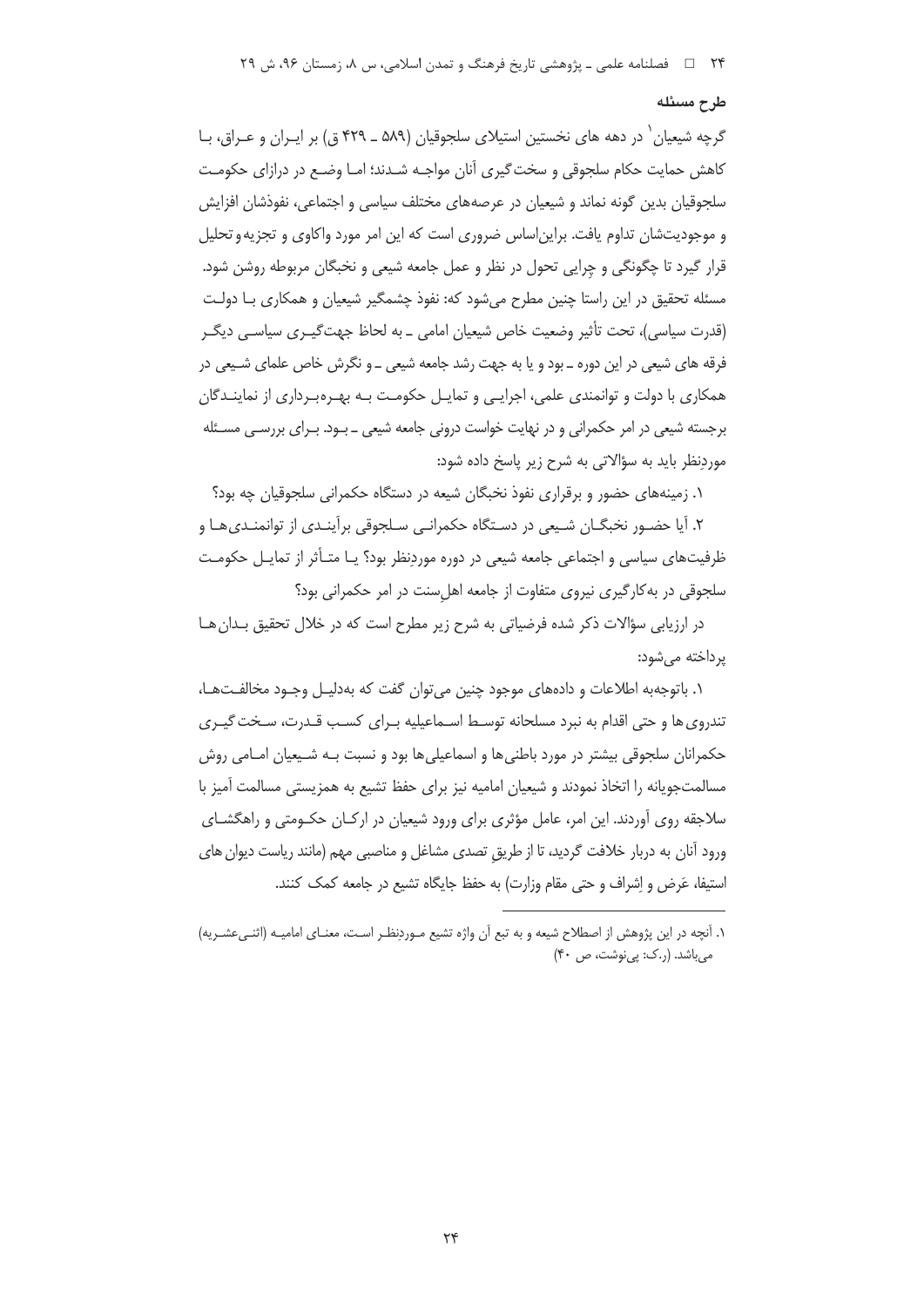## طرح مسئله

گرچه شیعیان[1] در دهه های نخستین استیلای سلجوقیان (۵۸۹ ـ ۴۲۹ ق) بر ایـران و عـراق، بـا کاهش حمایت حکام سلجوقی و سخت‌گیری آنان مواجـه شـدند؛ امـا وضـع در درازای حکومـت سلجوقیان بدین گونه نماند و شیعیان در عرصه‌های مختلف سیاسی و اجتماعی، نفوذشان افزایش و موجودیت‌شان تداوم یافت. براین‌اساس ضروری است که این امر مورد واکاوی و تجزیه و تحلیل قرار گیرد تا چگونگی و چرایی تحول در نظر و عمل جامعه شیعی و نخبگان مربوطه روشن شود. مسئله تحقیق در این راستا چنین مطرح می‌شود که: نفوذ چشمگیر شیعیان و همکاری بـا دولـت (قدرت سیاسی)، تحت تأثیر وضعیت خاص شیعیان امامی ـ به لحاظ جهت‌گیـری سیاسـی دیگـر فرقه های شیعی در این دوره ـ بود و یا به جهت رشد جامعه شیعی ـ و نگرش خاص علمای شـیعی در همکاری با دولت و توانمندی علمی، اجرایـی و تمایـل حکومـت بـه بهـره‌بـرداری از نماینـدگان برجسته شیعی در امر حکمرانی و در نهایت خواست درونی جامعه شیعی ـ بـود. بـرای بررسـی مسـئله موردِنظر باید به سؤالاتی به شرح زیر پاسخ داده شود:

۱. زمینه‌های حضور و برقراری نفوذ نخبگان شیعه در دستگاه حکمرانی سلجوقیان چه بود؟

۲. آیا حضـور نخبگـان شـیعی در دسـتگاه حکمرانـی سـلجوقی برآینـدی از توانمنـدی‌هـا و ظرفیت‌های سیاسی و اجتماعی جامعه شیعی در دوره موردِنظر بود؟ یـا متـأثر از تمایـل حکومـت سلجوقی در به‌کارگیری نیروی متفاوت از جامعه اهل‌سنت در امر حکمرانی بود؟

در ارزیابی سؤالات ذکر شده فرضیاتی به شرح زیر مطرح است که در خلال تحقیق بـدان‌هـا پرداخته می‌شود:

۱. باتوجه‌به اطلاعات و داده‌های موجود چنین می‌توان گفت که به‌دلیـل وجـود مخالفـت‌هـا، تندروی‌ها و حتی اقدام به نبرد مسلحانه توسـط اسـماعیلیه بـرای کسب قـدرت، سـخت‌گیـری حکمرانان سلجوقی بیشتر در مورد باطنی‌ها و اسماعیلی‌ها بود و نسبت بـه شـیعیان امـامی روش مسالمت‌جویانه را اتخاذ نمودند و شیعیان امامیه نیز برای حفظ تشیع به همزیستی مسالمت آمیز با سلاجقه روی آوردند. این امر، عامل مؤثری برای ورود شیعیان در ارکـان حکـومتی و راهگشـای ورود آنان به دربار خلافت گردید، تا از طریقِ تصدی مشاغل و مناصبی مهم (مانند ریاست دیوان های استیفا، عَرض و اِشراف و حتی مقام وزارت) به حفظ جایگاه تشیع در جامعه کمک کنند.

---

[1]. آنچه در این پژوهش از اصطلاح شیعه و به تبع آن واژه تشیع مـوردِنظـر اسـت، معنـای امامیـه (اثنـی‌عشـریه) می‌باشد. (ر.ک: پی‌نوشت، ص ۴۰)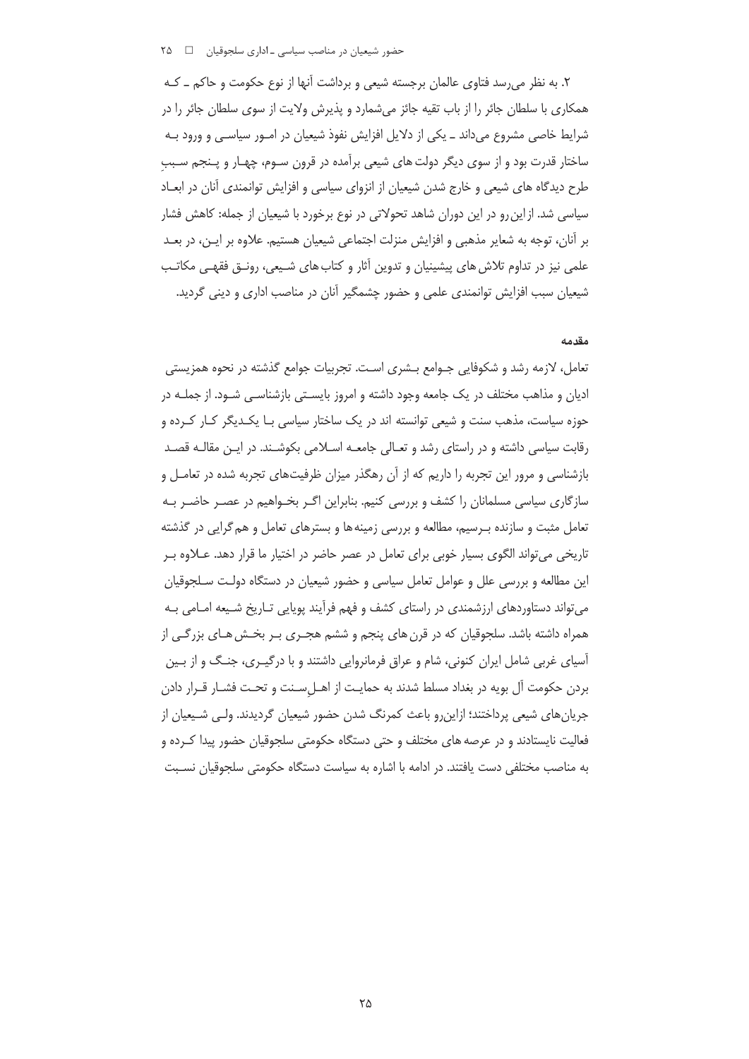۲. به نظر می‌رسد فتاوی عالمان برجسته شیعی و برداشت آنها از نوع حکومت و حاکم ـ کـه همکاری با سلطان جائر را از باب تقیه جائز می‌شمارد و پذیرش ولایت از سوی سلطان جائر را در شرایط خاصی مشروع می‌داند ـ یکی از دلایل افزایش نفوذ شیعیان در امـور سیاسـی و ورود بـه ساختار قدرت بود و از سوی دیگر دولت های شیعی برآمده در قرون سـوم، چهـار و پـنجم سـببِ طرح دیدگاه های شیعی و خارج شدن شیعیان از انزوای سیاسی و افزایش توانمندی آنان در ابعـاد سیاسی شد. از این رو در این دوران شاهد تحولاتی در نوع برخورد با شیعیان از جمله: کاهش فشار بر آنان، توجه به شعایر مذهبی و افزایش منزلت اجتماعی شیعیان هستیم. علاوه بر ایـن، در بعـد علمی نیز در تداوم تلاش های پیشینیان و تدوین آثار و کتاب های شـیعی، رونـق فقهـی مکاتـب شیعیان سبب افزایش توانمندی علمی و حضور چشمگیر آنان در مناصب اداری و دینی گردید.

#### مقدمه

تعامل، لازمه رشد و شکوفایی جـوامع بـشری اسـت. تجربیات جوامع گذشته در نحوه همزیستی ادیان و مذاهب مختلف در یک جامعه وجود داشته و امروز بایسـتی بازشناسـی شـود. از جملـه در حوزه سیاست، مذهب سنت و شیعی توانسته اند در یک ساختار سیاسی بـا یکـدیگر کـار کـرده و رقابت سیاسی داشته و در راستای رشد و تعـالی جامعـه اسـلامی بکوشـند. در ایـن مقالـه قصـد بازشناسی و مرور این تجربه را داریم که از آن رهگذر میزان ظرفیت‌های تجربه شده در تعامـل و سازگاری سیاسی مسلمانان را کشف و بررسی کنیم. بنابراین اگـر بخـواهیم در عصـر حاضـر بـه تعامل مثبت و سازنده بـرسیم، مطالعه و بررسی زمینه ها و بسترهای تعامل و هم گرایی در گذشته تاریخی می‌تواند الگوی بسیار خوبی برای تعامل در عصر حاضر در اختیار ما قرار دهد. عـلاوه بـر این مطالعه و بررسی علل و عوامل تعامل سیاسی و حضور شیعیان در دستگاه دولـت سـلجوقیان می‌تواند دستاوردهای ارزشمندی در راستای کشف و فهم فرآیند پویایی تـاریخ شـیعه امـامی بـه همراه داشته باشد. سلجوقیان که در قرن های پنجم و ششم هجـری بـر بخـش هـای بزرگـی از آسیای غربی شامل ایران کنونی، شام و عراق فرمانروایی داشتند و با درگیـری، جنـگ و از بـین بردن حکومت آل بویه در بغداد مسلط شدند به حمایـت از اهـل‌سـنت و تحـت فشـار قـرار دادن جریان‌های شیعی پرداختند؛ ازاین‌رو باعث کمرنگ شدن حضور شیعیان گردیدند. ولـی شـیعیان از فعالیت نایستادند و در عرصه های مختلف و حتی دستگاه حکومتی سلجوقیان حضور پیدا کـرده و به مناصب مختلفی دست یافتند. در ادامه با اشاره به سیاست دستگاه حکومتی سلجوقیان نسـبت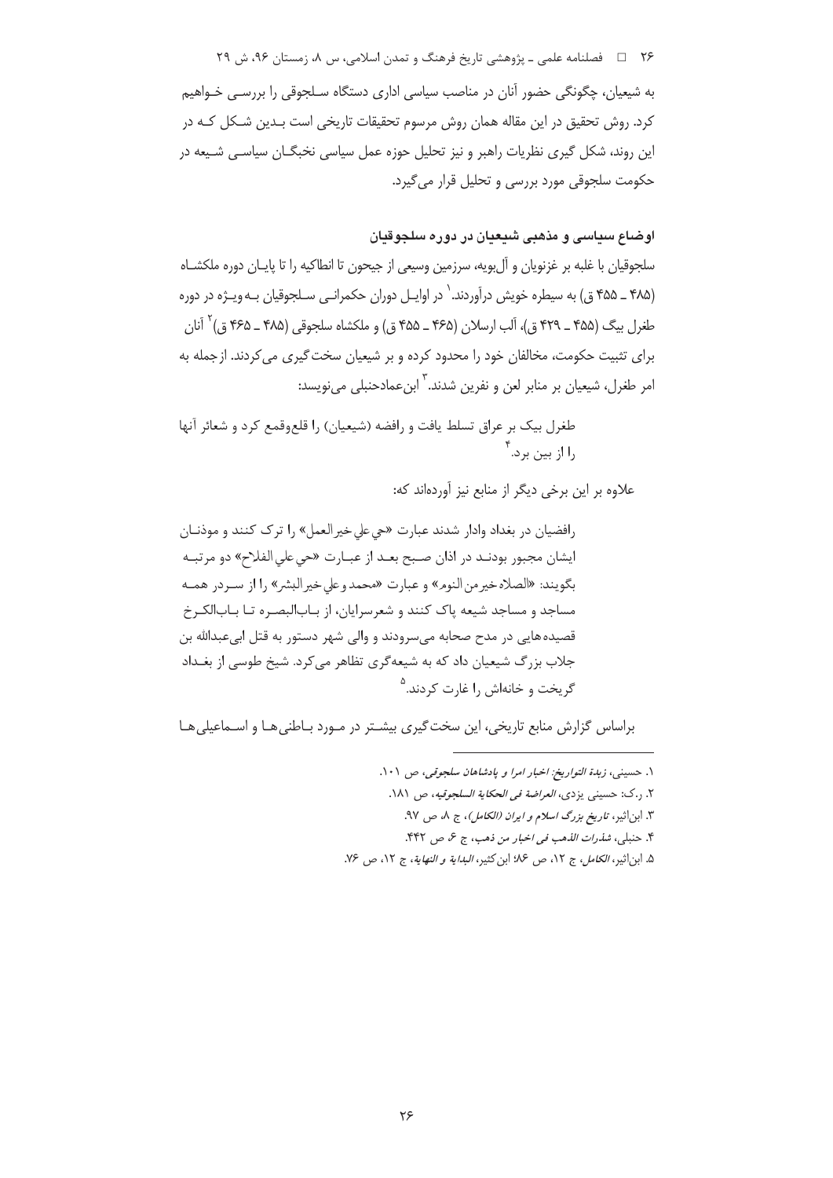به شیعیان، چگونگی حضور آنان در مناصب سیاسی اداری دستگاه سلجوقی را بررسی خواهیم کرد. روش تحقیق در این مقاله همان روش مرسوم تحقیقات تاریخی است بدین شکل که در این روند، شکل گیری نظریات راهبر و نیز تحلیل حوزه عمل سیاسی نخبگان سیاسی شیعه در حکومت سلجوقی مورد بررسی و تحلیل قرار می‌گیرد.

## اوضاع سیاسی و مذهبی شیعیان در دوره سلجوقیان

سلجوقیان با غلبه بر غزنویان و آل‌بویه، سرزمین وسیعی از جیحون تا انطاکیه را تا پایان دوره ملکشاه (۴۸۵ ـ ۴۵۵ ق) به سیطره خویش درآوردند.[1] در اوایل دوران حکمرانی سلجوقیان به‌ویژه در دوره طغرل بیگ (۴۵۵ ـ ۴۲۹ ق)، آلب ارسلان (۴۶۵ ـ ۴۵۵ ق) و ملکشاه سلجوقی (۴۸۵ ـ ۴۶۵ ق)[2] آنان برای تثبیت حکومت، مخالفان خود را محدود کرده و بر شیعیان سخت‌گیری می‌کردند. از جمله به امر طغرل، شیعیان بر منابر لعن و نفرین شدند.[3] ابن‌عمادحنبلی می‌نویسد:

> طغرل بیک بر عراق تسلط یافت و رافضه (شیعیان) را قلع‌وقمع کرد و شعائر آنها را از بین برد.[4]

علاوه بر این برخی دیگر از منابع نیز آورده‌اند که:

> رافضیان در بغداد وادار شدند عبارت «حي علي خيرالعمل» را ترک کنند و موذنان ایشان مجبور بودند در اذان صبح بعد از عبارت «حي علي الفلاح» دو مرتبه بگویند: «الصلاه خيرمن النوم» و عبارت «محمد وعلي خيرالبشر» را از سردر همه مساجد و مساجد شیعه پاک کنند و شعرسرایان، از باب‌البصره تا باب‌الکرخ قصیده‌هایی در مدح صحابه می‌سرودند و والی شهر دستور به قتل ابی‌عبدالله بن جلاب بزرگ شیعیان داد که به شیعه‌گری تظاهر می‌کرد. شیخ طوسی از بغداد گریخت و خانه‌اش را غارت کردند.[5]

براساس گزارش منابع تاریخی، این سخت‌گیری بیشتر در مورد باطنی‌ها و اسماعیلی‌ها

---

۱. حسینی، *زبدة التواریخ: اخبار امرا و پادشاهان سلجوقی*، ص ۱۰۱.

۲. ر.ک: حسینی یزدی، *العراضة فی الحکایة السلجوقیه*، ص ۱۸۱.

۳. ابن‌اثیر، *تاریخ بزرگ اسلام و ایران (الکامل)*، ج ۸، ص ۹۷.

۴. حنبلی، *شذرات الذهب فی اخبار من ذهب*، ج ۶، ص ۴۴۲.

۵. ابن‌اثیر، *الکامل*، ج ۱۲، ص ۸۶؛ ابن‌کثیر، *البدایة و النهایة*، ج ۱۲، ص ۷۶.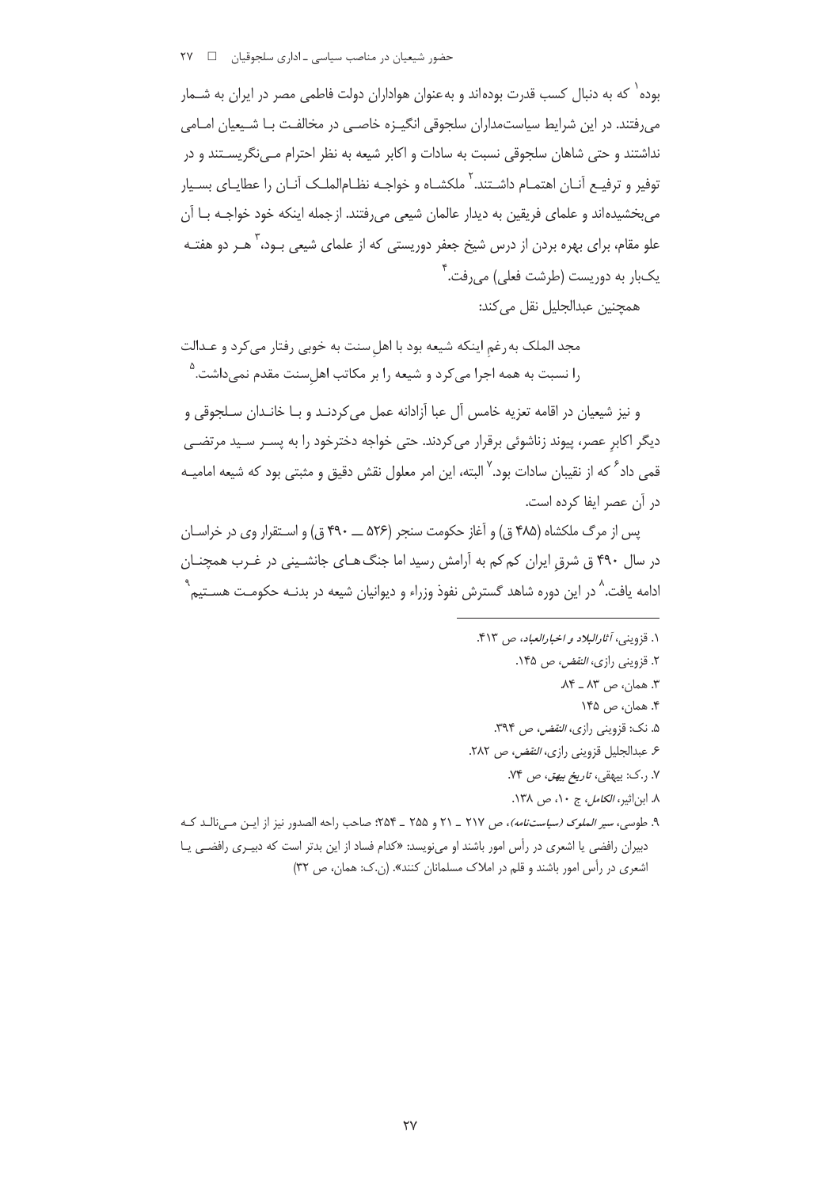بوده[1] که به دنبال کسب قدرت بوده‌اند و به‌عنوان هواداران دولت فاطمی مصر در ایران به شمار می‌رفتند. در این شرایط سیاست‌مداران سلجوقی انگیزه خاصی در مخالفت با شیعیان امامی نداشتند و حتی شاهان سلجوقی نسبت به سادات و اکابر شیعه به نظر احترام می‌نگریستند و در توفیر و ترفیع آنان اهتمام داشتند.[2] ملکشاه و خواجه نظام‌الملک آنان را عطایای بسیار می‌بخشیده‌اند و علمای فریقین به دیدار عالمان شیعی می‌رفتند. از جمله اینکه خود خواجه با آن علو مقام، برای بهره بردن از درس شیخ جعفر دوریستی که از علمای شیعی بود،[3] هر دو هفته یک‌بار به دوریست (طرشت فعلی) می‌رفت.[4]

همچنین عبدالجلیل نقل می‌کند:

> مجد الملک به‌رغمِ اینکه شیعه بود با اهل سنت به خوبی رفتار می‌کرد و عدالت را نسبت به همه اجرا می‌کرد و شیعه را بر مکاتب اهل‌سنت مقدم نمی‌داشت.[5]

و نیز شیعیان در اقامه تعزیه خامس آل عبا آزادانه عمل می‌کردند و با خاندان سلجوقی و دیگر اکابرِ عصر، پیوند زناشوئی برقرار می‌کردند. حتی خواجه دخترخود را به پسر سید مرتضی قمی داد[6] که از نقیبان سادات بود.[7] البته، این امر معلول نقش دقیق و مثبتی بود که شیعه امامیه در آن عصر ایفا کرده است.

پس از مرگ ملکشاه (۴۸۵ ق) و آغاز حکومت سنجر (۵۲۶ ـــ ۴۹۰ ق) و استقرار وی در خراسان در سال ۴۹۰ ق شرقِ ایران کم‌کم به آرامش رسید اما جنگ‌های جانشینی در غرب همچنان ادامه یافت.[8] در این دوره شاهد گسترش نفوذ وزراء و دیوانیان شیعه در بدنه حکومت هستیم[9]

---

1. قزوینی، *آثارالبلاد و اخبارالعباد*، ص ۴۱۳.
2. قزوینی رازی، *النقض*، ص ۱۴۵.
3. همان، ص ۸۳ ـ ۸۴.
4. همان، ص ۱۴۵
5. نک: قزوینی رازی، *النقض*، ص ۳۹۴.
6. عبدالجلیل قزوینی رازی، *النقض*، ص ۲۸۲.
7. ر.ک: بیهقی، *تاریخ بیهق*، ص ۷۴.
8. ابن‌اثیر، *الکامل*، ج ۱۰، ص ۱۳۸.
9. طوسی، *سیر الملوک (سیاست‌نامه)*، ص ۲۱۷ ـ ۲۱ و ۲۵۵ ـ ۲۵۴؛ صاحب راحه الصدور نیز از این می‌نالد که دبیران رافضی یا اشعری در رأس امور باشند او می‌نویسد: «کدام فساد از این بدتر است که دبیری رافضی یا اشعری در رأس امور باشند و قلم در املاک مسلمانان کنند». (ن.ک: همان، ص ۳۲)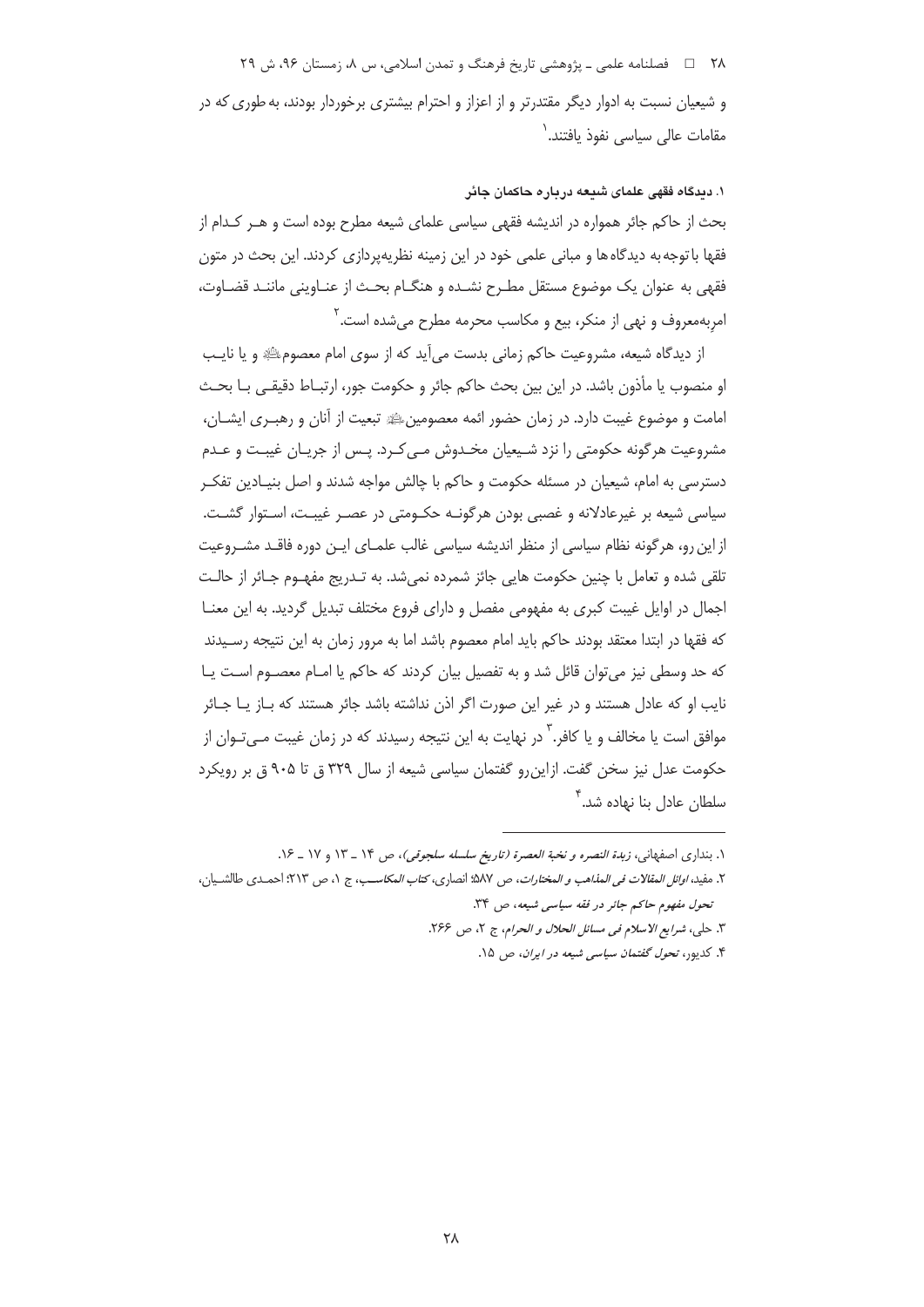و شیعیان نسبت به ادوار دیگر مقتدرتر و از اعزاز و احترام بیشتری برخوردار بودند، به طوری که در مقامات عالی سیاسی نفوذ یافتند.[1]

### ۱. دیدگاه فقهی علمای شیعه درباره حاکمان جائر

بحث از حاکم جائر همواره در اندیشه فقهی سیاسی علمای شیعه مطرح بوده است و هر کدام از فقها باتوجه‌به دیدگاه‌ها و مبانی علمی خود در این زمینه نظریه‌پردازی کردند. این بحث در متون فقهی به عنوان یک موضوع مستقل مطرح نشده و هنگام بحث از عناوینی مانند قضاوت، امربه‌معروف و نهی از منکر، بیع و مکاسب محرمه مطرح می‌شده است.[2]

از دیدگاه شیعه، مشروعیت حاکم زمانی بدست می‌آید که از سوی امام معصوم‌ﷺ و یا نایب او منصوب یا مأذون باشد. در این بین بحث حاکم جائر و حکومت جور، ارتباط دقیقی با بحث امامت و موضوع غیبت دارد. در زمان حضور ائمه معصومین‌ﷺ تبعیت از آنان و رهبری ایشان، مشروعیت هرگونه حکومتی را نزد شیعیان مخدوش می‌کرد. پس از جریان غیبت و عدم دسترسی به امام، شیعیان در مسئله حکومت و حاکم با چالش مواجه شدند و اصل بنیادین تفکر سیاسی شیعه بر غیرعادلانه و غصبی بودن هرگونه حکومتی در عصر غیبت، استوار گشت. از این رو، هرگونه نظام سیاسی از منظر اندیشه سیاسی غالب علمای این دوره فاقد مشروعیت تلقی شده و تعامل با چنین حکومت هایی جائز شمرده نمی‌شد. به تدریج مفهوم جائر از حالت اجمال در اوایل غیبت کبری به مفهومی مفصل و دارای فروع مختلف تبدیل گردید. به این معنا که فقها در ابتدا معتقد بودند حاکم باید امام معصوم باشد اما به مرور زمان به این نتیجه رسیدند که حد وسطی نیز می‌توان قائل شد و به تفصیل بیان کردند که حاکم یا امام معصوم است یا نایب او که عادل هستند و در غیر این صورت اگر اذن نداشته باشد جائر هستند که باز یا جائر موافق است یا مخالف و یا کافر.[3] در نهایت به این نتیجه رسیدند که در زمان غیبت می‌توان از حکومت عدل نیز سخن گفت. ازاین‌رو گفتمان سیاسی شیعه از سال ۳۲۹ ق تا ۹۰۵ ق بر رویکرد سلطان عادل بنا نهاده شد.[4]

---

۱. بنداری اصفهانی، *زبدة النصره و نخبة العصرة (تاریخ سلسله سلجوقی)*، ص ۱۴ ـ ۱۳ و ۱۷ ـ ۱۶.

۲. مفید، *اوائل المقالات فی المذاهب و المختارات*، ص ۵۸۷؛ انصاری، *کتاب المکاسب*، ج ۱، ص ۲۱۳؛ احمدی طالشیان، *تحول مفهوم حاکم جائر در فقه سیاسی شیعه*، ص ۳۴.

۳. حلی، *شرایع الاسلام فی مسائل الحلال و الحرام*، ج ۲، ص ۲۶۶.

۴. کدیور، *تحول گفتمان سیاسی شیعه در ایران*، ص ۱۵.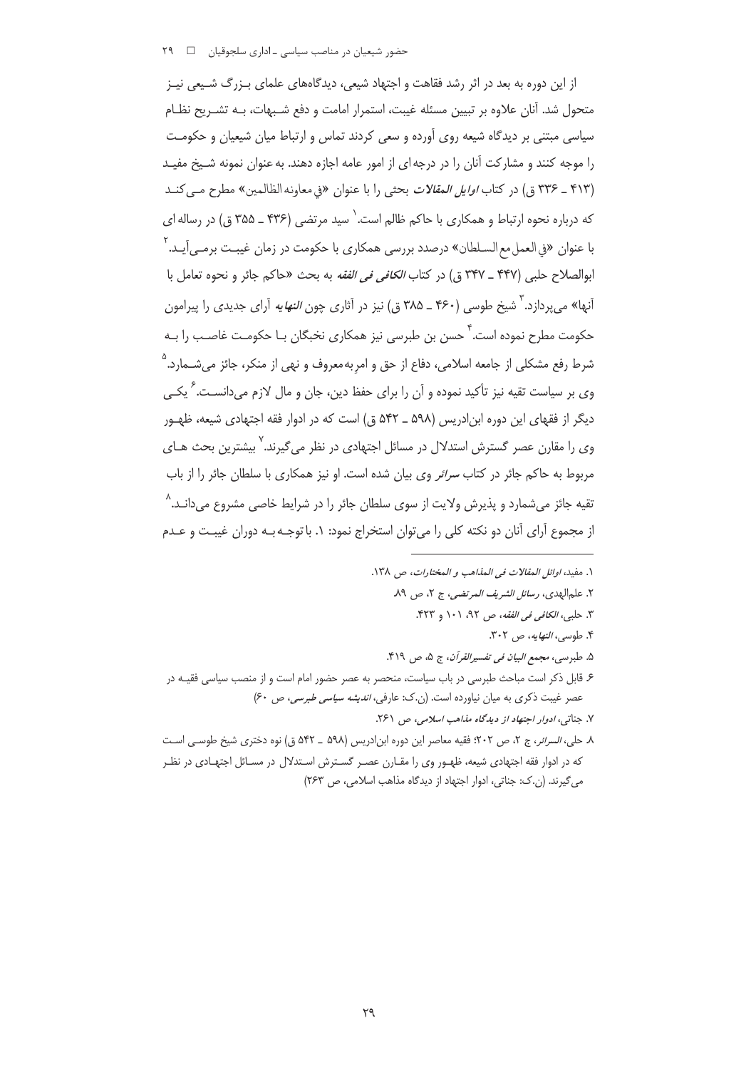از این دوره به بعد در اثر رشد فقاهت و اجتهاد شیعی، دیدگاه‌های علمای بزرگ شیعی نیز متحول شد. آنان علاوه بر تبیین مسئله غیبت، استمرار امامت و دفع شبهات، به تشریح نظام سیاسی مبتنی بر دیدگاه شیعه روی آورده و سعی کردند تماس و ارتباط میان شیعیان و حکومت را موجه کنند و مشارکت آنان را در درجه‌ای از امور عامه اجازه دهند. به عنوان نمونه شیخ مفید (۴۱۳ ـ ۳۳۶ ق) در کتاب *اوایل المقالات* بحثی را با عنوان «في معاونة الظالمين» مطرح می‌کند که درباره نحوه ارتباط و همکاری با حاکم ظالم است.[۱] سید مرتضی (۴۳۶ ـ ۳۵۵ ق) در رساله‌ای با عنوان «في العمل مع السلطان» درصدد بررسی همکاری با حکومت در زمان غیبت برمی‌آید.[۲] ابوالصلاح حلبی (۴۴۷ ـ ۳۴۷ ق) در کتاب *الکافی فی الفقه* به بحث «حاکم جائر و نحوه تعامل با آنها» می‌پردازد.[۳] شیخ طوسی (۴۶۰ ـ ۳۸۵ ق) نیز در آثاری چون *النهایه* آرای جدیدی را پیرامون حکومت مطرح نموده است.[۴] حسن بن طبرسی نیز همکاری نخبگان با حکومت غاصب را به شرط رفع مشکلی از جامعه اسلامی، دفاع از حق و امربه‌معروف و نهی از منکر، جائز می‌شمارد.[۵] وی بر سیاست تقیه نیز تأکید نموده و آن را برای حفظ دین، جان و مال لازم می‌دانست.[۶] یکی دیگر از فقهای این دوره ابن‌ادریس (۵۹۸ ـ ۵۴۲ ق) است که در ادوار فقه اجتهادی شیعه، ظهور وی را مقارن عصر گسترش استدلال در مسائل اجتهادی در نظر می‌گیرند.[۷] بیشترین بحث‌های مربوط به حاکم جائر در کتاب *سرائر* وی بیان شده است. او نیز همکاری با سلطان جائر را از باب تقیه جائز می‌شمارد و پذیرش ولایت از سوی سلطان جائر را در شرایط خاصی مشروع می‌داند.[۸] از مجموع آرای آنان دو نکته کلی را می‌توان استخراج نمود: ۱. با توجه به دوران غیبت و عدم

---

۱. مفید، *اوائل المقالات فی المذاهب و المختارات*، ص ۱۳۸.

۲. علم‌الهدی، *رسائل الشریف المرتضی*، ج ۲، ص ۸۹.

۳. حلبی، *الکافی فی الفقه*، ص ۹۲، ۱۰۱ و ۴۲۳.

۴. طوسی، *النهایه*، ص ۳۰۲.

۵. طبرسی، *مجمع البیان فی تفسیرالقرآن*، ج ۵، ص ۴۱۹.

۶. قابل ذکر است مباحث طبرسی در باب سیاست، منحصر به عصر حضور امام است و از منصب سیاسی فقیه در عصر غیبت ذکری به میان نیاورده است. (ن.ک: عارفی، *اندیشه سیاسی طبرسی*، ص ۶۰)

۷. جناتی، *ادوار اجتهاد از دیدگاه مذاهب اسلامی*، ص ۲۶۱.

۸. حلی، *السرائر*، ج ۲، ص ۲۰۲؛ فقیه معاصر این دوره ابن‌ادریس (۵۹۸ ـ ۵۴۲ ق) نوه دختری شیخ طوسی است که در ادوار فقه اجتهادی شیعه، ظهور وی را مقارن عصر گسترش استدلال در مسائل اجتهادی در نظر می‌گیرند. (ن.ک: جناتی، ادوار اجتهاد از دیدگاه مذاهب اسلامی، ص ۲۶۳)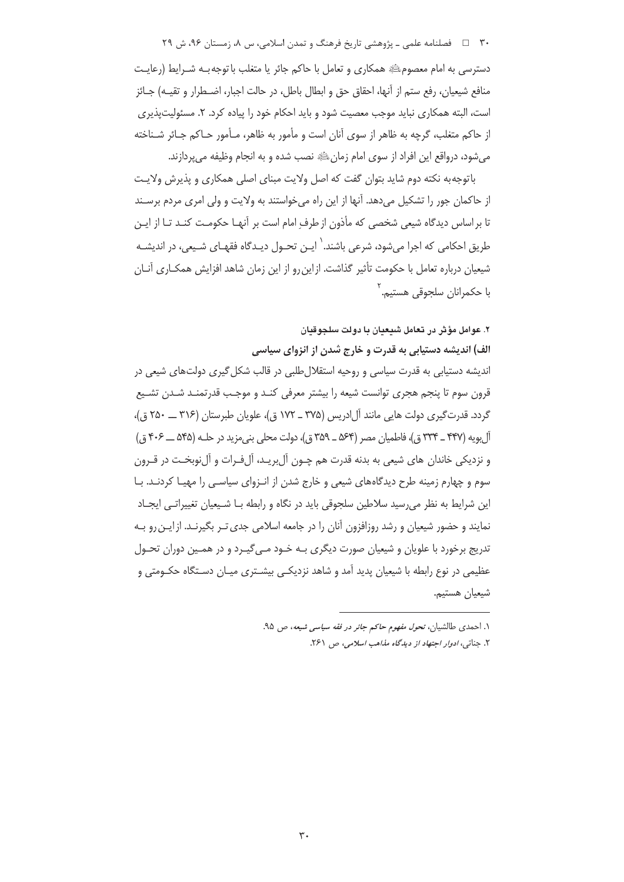دسترسی به امام معصوم‌ؑ همکاری و تعامل با حاکم جائر یا متغلب باتوجه‌به شرایط (رعایت منافع شیعیان، رفع ستم از آنها، احقاق حق و ابطال باطل، در حالت اجبار، اضطرار و تقیه) جائز است، البته همکاری نباید موجب معصیت شود و باید احکام خود را پیاده کرد. ۲. مسئولیت‌پذیری از حاکم متغلب، گرچه به ظاهر از سوی آنان است و مأمور به ظاهر، مأمور حاکم جائر شناخته می‌شود، درواقع این افراد از سوی امام زمانؑ نصب شده و به انجام وظیفه می‌پردازند.

باتوجه‌به نکته دوم شاید بتوان گفت که اصل ولایت مبنای اصلی همکاری و پذیرش ولایت از حاکمان جور را تشکیل می‌دهد. آنها از این راه می‌خواستند به ولایت و ولی امری مردم برسند تا براساس دیدگاه شیعی شخصی که مأذون از طرفِ امام است بر آنها حکومت کند تا از این طریق احکامی که اجرا می‌شود، شرعی باشند.[۱] این تحول دیدگاه فقهای شیعی، در اندیشه شیعیان درباره تعامل با حکومت تأثیر گذاشت. ازاین‌رو از این زمان شاهد افزایش همکاری آنان با حکمرانان سلجوقی هستیم.[۲]

### ۲. عوامل مؤثر در تعامل شیعیان با دولت سلجوقیان

#### الف) اندیشه دستیابی به قدرت و خارج شدن از انزوای سیاسی

اندیشه دستیابی به قدرت سیاسی و روحیه استقلال‌طلبی در قالب شکل‌گیری دولت‌های شیعی در قرون سوم تا پنجم هجری توانست شیعه را بیشتر معرفی کند و موجب قدرتمند شدن تشیع گردد. قدرت‌گیری دولت هایی مانند آل‌ادریس (۳۷۵ ـ ۱۷۲ ق)، علویان طبرستان (۳۱۶ ــ ۲۵۰ ق)، آل‌بویه (۴۴۷ ـ ۳۳۴ ق)، فاطمیان مصر (۵۶۴ ـ ۳۵۹ ق)، دولت محلی بنی‌مزید در حله (۵۴۵ ــ ۴۰۶ ق) و نزدیکی خاندان های شیعی به بدنه قدرت هم چون آل‌برید، آل‌فرات و آل‌نوبخت در قرون سوم و چهارم زمینه طرح دیدگاه‌های شیعی و خارج شدن از انزوای سیاسی را مهیا کردند. با این شرایط به نظر می‌رسید سلاطین سلجوقی باید در نگاه و رابطه با شیعیان تغییراتی ایجاد نمایند و حضور شیعیان و رشد روزافزون آنان را در جامعه اسلامی جدی‌تر بگیرند. ازاین‌رو به تدریج برخورد با علویان و شیعیان صورت دیگری به خود می‌گیرد و در همین دوران تحول عظیمی در نوع رابطه با شیعیان پدید آمد و شاهد نزدیکی بیشتری میان دستگاه حکومتی و شیعیان هستیم.

---

۱. احمدی طالشیان، *تحول مفهوم حاکم جائر در فقه سیاسی شیعه*، ص ۹۵.

۲. جناتی، *ادوار اجتهاد از دیدگاه مذاهب اسلامی*، ص ۲۶۱.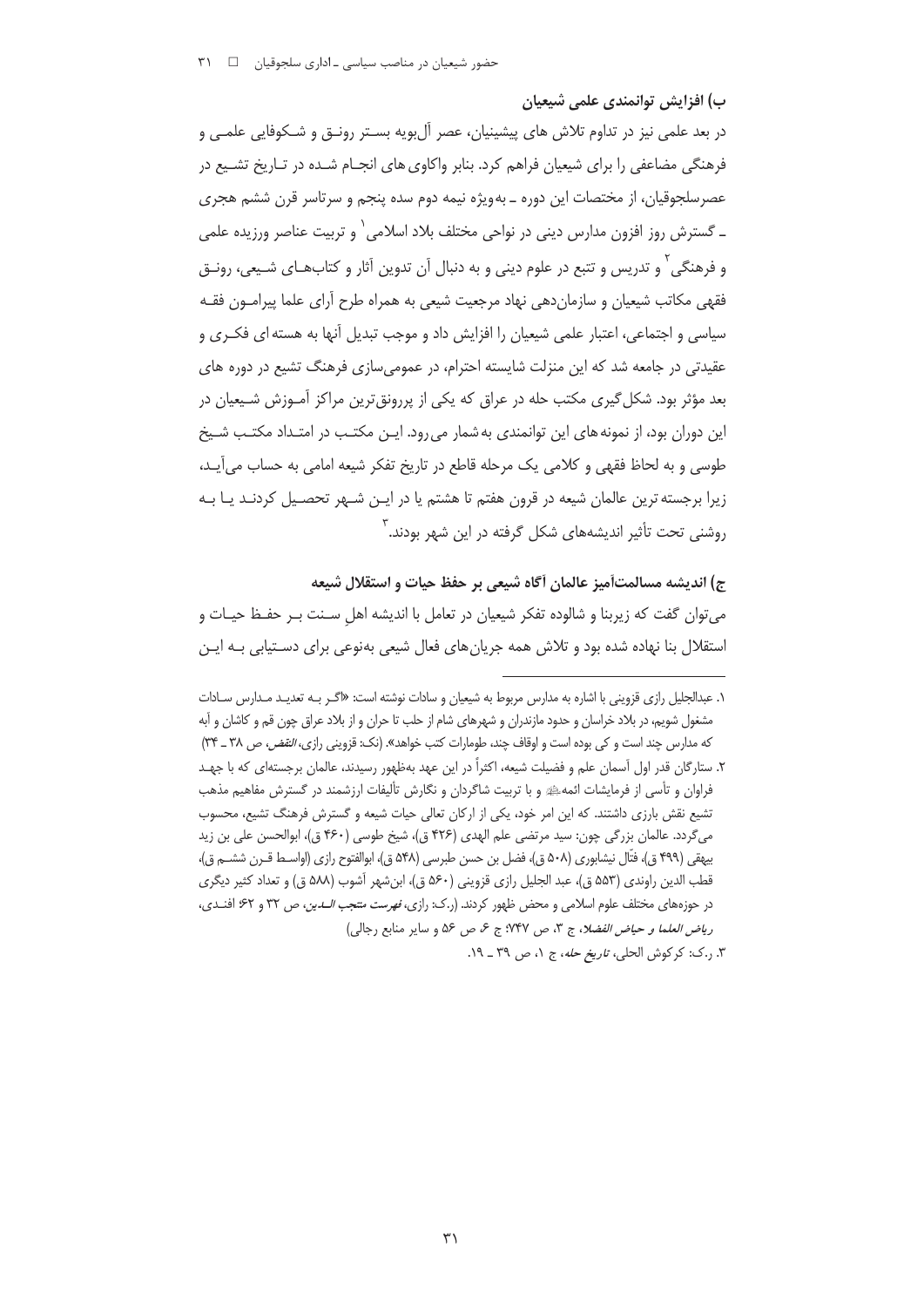### ب) افزایش توانمندی علمی شیعیان

در بعد علمی نیز در تداوم تلاش های پیشینیان، عصر آل‌بویه بستر رونق و شکوفایی علمی و فرهنگی مضاعفی را برای شیعیان فراهم کرد. بنابر واکاوی های انجام شده در تاریخ تشیع در عصرسلجوقیان، از مختصات این دوره ـ به‌ویژه نیمه دوم سده پنجم و سرتاسر قرن ششم هجری ـ گسترش روز افزون مدارس دینی در نواحی مختلف بلاد اسلامی[1] و تربیت عناصر ورزیده علمی و فرهنگی[2] و تدریس و تتبع در علوم دینی و به دنبال آن تدوین آثار و کتاب‌های شیعی، رونق فقهی مکاتب شیعیان و سازمان‌دهی نهاد مرجعیت شیعی به همراه طرح آرای علما پیرامون فقه سیاسی و اجتماعی، اعتبار علمی شیعیان را افزایش داد و موجب تبدیل آنها به هسته ای فکری و عقیدتی در جامعه شد که این منزلت شایسته احترام، در عمومی‌سازی فرهنگ تشیع در دوره های بعد مؤثر بود. شکل‌گیری مکتب حله در عراق که یکی از پررونق‌ترین مراکز آموزش شیعیان در این دوران بود، از نمونه های این توانمندی به شمار می‌رود. این مکتب در امتداد مکتب شیخ طوسی و به لحاظ فقهی و کلامی یک مرحله قاطع در تاریخ تفکر شیعه امامی به حساب می‌آید، زیرا برجسته ترین عالمان شیعه در قرون هفتم تا هشتم یا در این شهر تحصیل کردند یا به روشنی تحت تأثیر اندیشه‌های شکل گرفته در این شهر بودند.[3]

### ج) اندیشه مسالمت‌آمیز عالمان آگاه شیعی بر حفظ حیات و استقلال شیعه

می‌توان گفت که زیربنا و شالوده تفکر شیعیان در تعامل با اندیشه اهلِ سنت بر حفظ حیات و استقلال بنا نهاده شده بود و تلاش همه جریان‌های فعال شیعی به‌نوعی برای دستیابی به این

---

۱. عبدالجلیل رازی قزوینی با اشاره به مدارس مربوط به شیعیان و سادات نوشته است: «اگر به تعدید مدارس سادات مشغول شویم، در بلاد خراسان و حدود مازندران و شهرهای شام از حلب تا حران و از بلاد عراق چون قم و کاشان و آبه که مدارس چند است و کی بوده است و اوقاف چند، طومارات کتب خواهد». (نک: قزوینی رازی، *النقض*، ص ۳۸ ـ ۳۴)

۲. ستارگان قدر اول آسمان علم و فضیلت شیعه، اکثراً در این عهد به‌ظهور رسیدند، عالمان برجسته‌ای که با جهد فراوان و تأسی از فرمایشات ائمه علیهم‌السلام و با تربیت شاگردان و نگارش تألیفات ارزشمند در گسترش مفاهیم مذهب تشیع نقش بارزی داشتند. که این امر خود، یکی از ارکان تعالی حیات شیعه و گسترش فرهنگ تشیع، محسوب می‌گردد. عالمان بزرگی چون: سید مرتضی علم الهدی (۴۲۶ ق)، شیخ طوسی (۴۶۰ ق)، ابوالحسن علی بن زید بیهقی (۴۹۹ ق)، فتّال نیشابوری (۵۰۸ ق)، فضل بن حسن طبرسی (۵۴۸ ق)، ابوالفتوح رازی (اواسط قرن ششم ق)، قطب الدین راوندی (۵۵۳ ق)، عبد الجلیل رازی قزوینی (۵۶۰ ق)، ابن‌شهر آشوب (۵۸۸ ق) و تعداد کثیر دیگری در حوزه‌های مختلف علوم اسلامی و محض ظهور کردند. (ر.ک: رازی، *فهرست منتجب الدین*، ص ۳۲ و ۶۲ افندی، *ریاض العلما و حیاض الفضلا*، ج ۳، ص ۷۴۷؛ ج ۶، ص ۵۶ و سایر منابع رجالی)

۳. ر.ک: کرکوش الحلی، *تاریخ حله*، ج ۱، ص ۳۹ ـ ۱۹.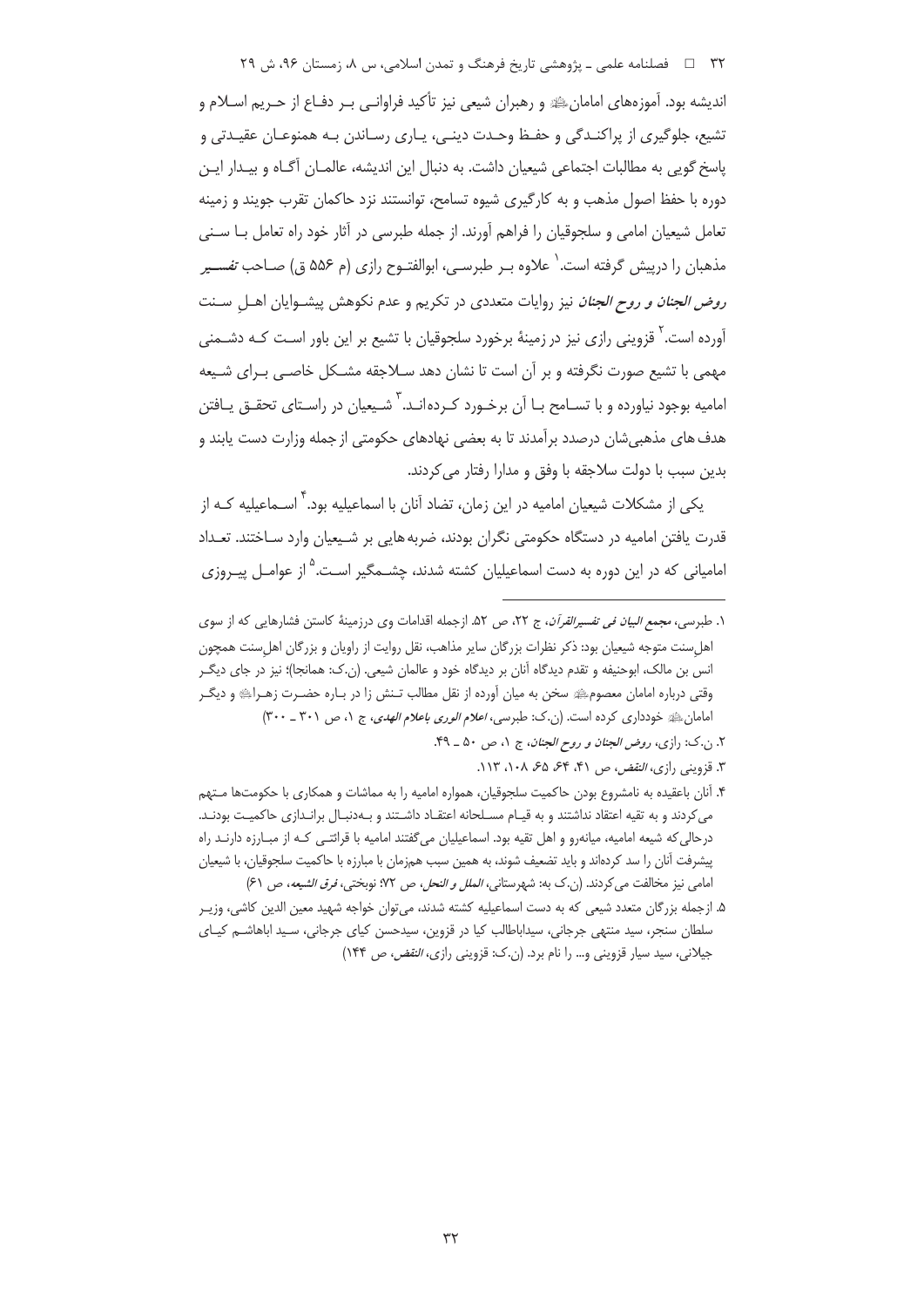اندیشه بود. آموزه‌های امامان﵇ و رهبران شیعی نیز تأکید فراوانی بر دفاع از حریم اسلام و تشیع، جلوگیری از پراکندگی و حفظ وحدت دینی، یاری رساندن به همنوعان عقیدتی و پاسخ گویی به مطالبات اجتماعی شیعیان داشت. به دنبال این اندیشه، عالمان آگاه و بیدار این دوره با حفظ اصول مذهب و به کارگیری شیوه تسامح، توانستند نزد حاکمان تقرب جویند و زمینه تعامل شیعیان امامی و سلجوقیان را فراهم آورند. از جمله طبرسی در آثار خود راه تعامل با سنی مذهبان را درپیش گرفته است.[1] علاوه بر طبرسی، ابوالفتوح رازی (م ۵۵۶ ق) صاحب *تفسیر روض الجنان و روح الجنان* نیز روایات متعددی در تکریم و عدم نکوهش پیشوایان اهل سنت آورده است.[2] قزوینی رازی نیز در زمینهٔ برخورد سلجوقیان با تشیع بر این باور است که دشمنی مهمی با تشیع صورت نگرفته و بر آن است تا نشان دهد سلاجقه مشکل خاصی برای شیعه امامیه بوجود نیاورده و با تسامح با آن برخورد کرده‌اند.[3] شیعیان در راستای تحقق یافتن هدف های مذهبی‌شان درصدد برآمدند تا به بعضی نهادهای حکومتی از جمله وزارت دست یابند و بدین سبب با دولت سلاجقه با وفق و مدارا رفتار می‌کردند.

یکی از مشکلات شیعیان امامیه در این زمان، تضاد آنان با اسماعیلیه بود.[4] اسماعیلیه که از قدرت یافتن امامیه در دستگاه حکومتی نگران بودند، ضربه‌هایی بر شیعیان وارد ساختند. تعداد امامیانی که در این دوره به دست اسماعیلیان کشته شدند، چشمگیر است.[5] از عوامل پیروزی

---

۱. طبرسی، *مجمع البیان فی تفسیرالقرآن*، ج ۲۲، ص ۵۲. ازجمله اقدامات وی درزمینهٔ کاستن فشارهایی که از سوی اهل‌سنت متوجه شیعیان بود: ذکر نظرات بزرگان سایر مذاهب، نقل روایت از راویان و بزرگان اهل‌سنت همچون انس بن مالک، ابوحنیفه و تقدم دیدگاه آنان بر دیدگاه خود و عالمان شیعی. (ن.ک: همانجا)؛ نیز در جای دیگر وقتی درباره امامان معصوم﵇ سخن به میان آورده از نقل مطالب تنش زا در باره حضرت زهرا﵃ و دیگر امامان﵇ خودداری کرده است. (ن.ک: طبرسی، *اعلام الوری باعلام الهدی*، ج ۱، ص ۳۰۱ ـ ۳۰۰)

۲. ن.ک: رازی، *روض الجنان و روح الجنان*، ج ۱، ص ۵۰ ـ ۴۹.

۳. قزوینی رازی، *النقض*، ص ۴۱، ۶۴، ۶۵، ۱۰۸، ۱۱۳.

۴. آنان باعقیده به نامشروع بودن حاکمیت سلجوقیان، همواره امامیه را به مماشات و همکاری با حکومت‌ها متهم می‌کردند و به تقیه اعتقاد نداشتند و به قیام مسلحانه اعتقاد داشتند و به‌دنبال براندازی حاکمیت بودند. درحالی‌که شیعه امامیه، میانه‌رو و اهل تقیه بود. اسماعیلیان می‌گفتند امامیه از قرائتی که از مبارزه دارند راه پیشرفت آنان را سد کرده‌اند و باید تضعیف شوند، به همین سبب هم‌زمان با مبارزه با حاکمیت سلجوقیان، با شیعیان امامی نیز مخالفت می‌کردند. (ن.ک به: شهرستانی، *الملل و النحل*، ص ۷۲؛ نوبختی، *فرق الشیعه*، ص ۶۱)

۵. ازجمله بزرگان متعدد شیعی که به دست اسماعیلیه کشته شدند، می‌توان خواجه شهید معین الدین کاشی، وزیر سلطان سنجر، سید منتهی جرجانی، سیدابا‌طالب کیا در قزوین، سیدحسن کیای جرجانی، سید اباهاشم کیای جیلانی، سید سیار قزوینی و... را نام برد. (ن.ک: قزوینی رازی، *النقض*، ص ۱۴۴)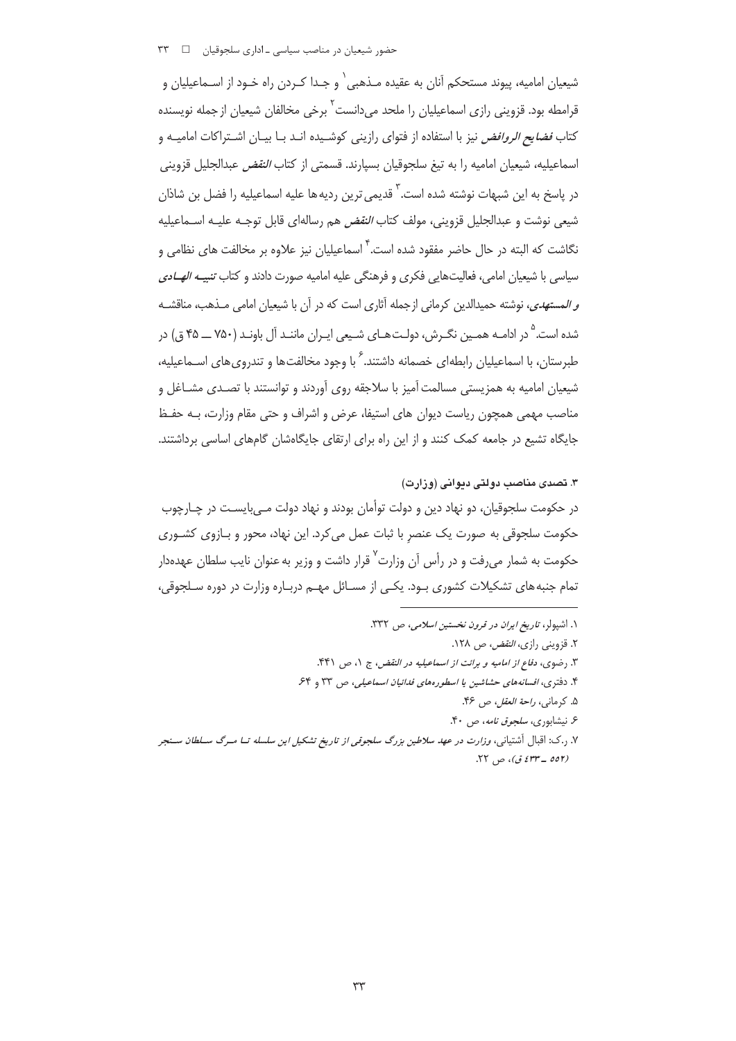شیعیان امامیه، پیوند مستحکم آنان به عقیده مـذهبی[1] و جـدا کـردن راه خـود از اسـماعیلیان و قرامطه بود. قزوینی رازی اسماعیلیان را ملحد می‌دانست[2] برخی مخالفان شیعیان از جمله نویسنده کتاب *فضایح الروافض* نیز با استفاده از فتوای رازینی کوشـیده انـد بـا بیـان اشـتراکات امامیـه و اسماعیلیه، شیعیان امامیه را به تیغ سلجوقیان بسپارند. قسمتی از کتاب *النقض* عبدالجلیل قزوینی در پاسخ به این شبهات نوشته شده است.[3] قدیمی‌ترین ردیه‌ها علیه اسماعیلیه را فضل بن شاذان شیعی نوشت و عبدالجلیل قزوینی، مولف کتاب *النقض* هم رساله‌ای قابل توجـه علیـه اسـماعیلیه نگاشت که البته در حال حاضر مفقود شده است.[4] اسماعیلیان نیز علاوه بر مخالفت های نظامی و سیاسی با شیعیان امامی، فعالیت‌هایی فکری و فرهنگی علیه امامیه صورت دادند و کتاب *تنبیـه الهـادی و المستهدی*، نوشته حمیدالدین کرمانی از جمله آثاری است که در آن با شیعیان امامی مـذهب، مناقشـه شده است.[5] در ادامـه همـین نگـرش، دولـت‌هـای شـیعی ایـران ماننـد آل باونـد (۷۵۰ ـــ ۴۵ ق) در طبرستان، با اسماعیلیان رابطه‌ای خصمانه داشتند.[6] با وجود مخالفت‌ها و تندروی‌های اسـماعیلیه، شیعیان امامیه به همزیستی مسالمت آمیز با سلاجقه روی آوردند و توانستند با تصـدی مشـاغل و مناصب مهمی همچون ریاست دیوان های استیفا، عرض و اشراف و حتی مقام وزارت، بـه حفـظ جایگاه تشیع در جامعه کمک کنند و از این راه برای ارتقای جایگاه‌شان گام‌های اساسی برداشتند.

### ۳. تصدی مناصب دولتی دیوانی (وزارت)

در حکومت سلجوقیان، دو نهاد دین و دولت توأمان بودند و نهاد دولت مـی‌بایسـت در چـارچوب حکومت سلجوقی به صورت یک عنصرِ با ثبات عمل می‌کرد. این نهاد، محور و بـازوی کشـوری حکومت به شمار می‌رفت و در رأس آن وزارت[7] قرار داشت و وزیر به عنوان نایب سلطان عهده‌دار تمام جنبه‌های تشکیلات کشوری بـود. یکـی از مسـائل مهـم دربـاره وزارت در دوره سـلجوقی،

---

۱. اشپولر، *تاریخ ایران در قرون نخستین اسلامی*، ص ۳۳۲.

۲. قزوینی رازی، *النقض*، ص ۱۲۸.

۳. رضوی، *دفاع از امامیه و برائت از اسماعیلیه در النقض*، ج ۱، ص ۴۴۱.

۴. دفتری، *افسانه‌های حشاشین یا اسطوره‌های فدائیان اسماعیلی*، ص ۳۳ و ۶۴.

۵. کرمانی، *راحة العقل*، ص ۴۶.

۶. نیشابوری، *سلجوق نامه*، ص ۴۰.

۷. ر.ک: اقبال آشتیانی، *وزارت در عهد سلاطین بزرگ سلجوقی از تاریخ تشکیل این سلسله تـا مـرگ سـلطان سـنجر (۵۵۲ ـ ۴۳۳ ق)*، ص ۲۲.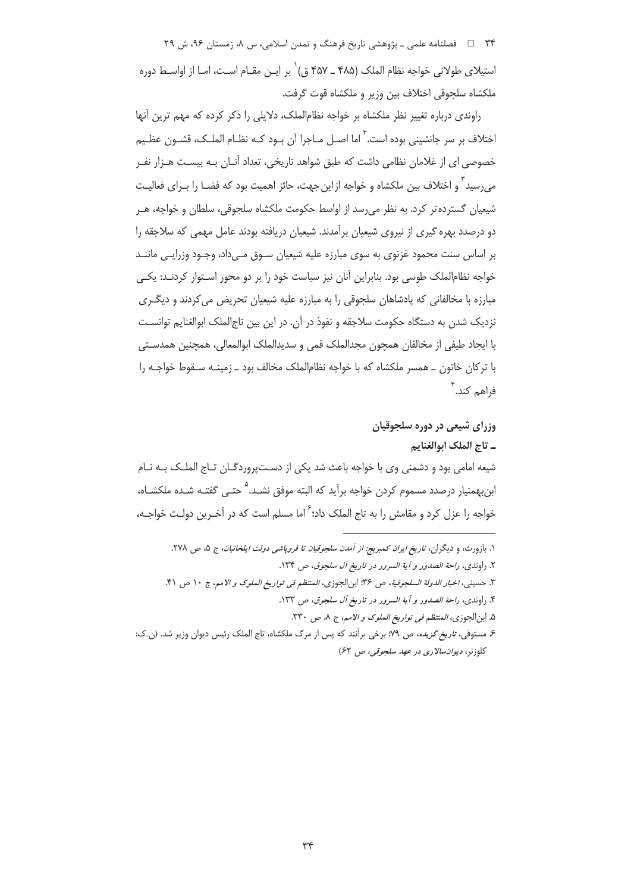استیلای طولانی خواجه نظام الملک (۴۸۵ ـ ۴۵۷ ق)[1] بر ایـن مقـام اسـت، امـا از اواسـط دوره ملکشاه سلجوقی اختلاف بین وزیر و ملکشاه قوت گرفت.

راوندی درباره تغییر نظر ملکشاه بر خواجه نظام‌الملک، دلایلی را ذکر کرده که مهم ترین آنها اختلاف بر سر جانشینی بوده است.[2] اما اصـل مـاجرا آن بـود کـه نظـام الملـک، قشـون عظـیم خصوصی ای از غلامان نظامی داشت که طبق شواهد تاریخی، تعداد آنـان بـه بیسـت هـزار نفـر می‌رسید[3] و اختلاف بین ملکشاه و خواجه ازاین‌جهت، حائز اهمیت بود که فضـا را بـرای فعالیـت شیعیان گسترده‌تر کرد. به نظر می‌رسد از اواسط حکومت ملکشاه سلجوقی، سلطان و خواجه، هـر دو درصدد بهره گیری از نیروی شیعیان برآمدند. شیعیان دریافته بودند عامل مهمی که سلاجقه را بر اساس سنت محمود غزنوی به سوی مبارزه علیه شیعیان سـوق مـی‌داد، وجـود وزرایـی ماننـد خواجه نظام‌الملک طوسی بود. بنابراین آنان نیز سیاست خود را بر دو محور اسـتوار کردنـد: یکـی مبارزه با مخالفانی که پادشاهان سلجوقی را به مبارزه علیه شیعیان تحریض می‌کردند و دیگـری نزدیک شدن به دستگاه حکومت سلاجقه و نفوذ در آن. در این بین تاج‌الملک ابوالغنایم توانسـت با ایجاد طیفی از مخالفان همچون مجدالملک قمی و سدیدالملک ابوالمعالی، همچنین همدسـتی با ترکان خاتون ـ همسر ملکشاه که با خواجه نظام‌الملک مخالف بود ـ زمینـه سـقوط خواجـه را فراهم کند.[4]

## وزرای شیعی در دوره سلجوقیان

### ـ تاج الملک ابوالغنایم

شیعه امامی بود و دشمنی وی با خواجه باعث شد یکی از دسـت‌پروردگـان تـاج الملـک بـه نـام ابن‌بهمنیار درصدد مسموم کردن خواجه برآید که البته موفق نشـد.[5] حتـی گفتـه شـده ملکشـاه، خواجه را عزل کرد و مقامش را به تاج الملک داد؛[6] اما مسلم است که در آخـرین دولـت خواجـه،

---

۱. بازورث، و دیگران، *تاریخ ایران کمبریج: از آمدن سلجوقیان تا فروپاشی دولت ایلخانیان*، ج ۵، ص ۲۷۸.

۲. راوندی، *راحة الصدور و آية السرور در تاریخ آل سلجوق*، ص ۱۳۴.

۳. حسینی، *اخبار الدولة السلجوقية*، ص ۳۶؛ ابن‌الجوزی، *المنتظم فی تواریخ الملوک و الامم*، ج ۱۰ ص ۴۱.

۴. راوندی، *راحة الصدور و آية السرور در تاریخ آل سلجوق*، ص ۱۳۳.

۵. ابن‌الجوزی، *المنتظم فی تواریخ الملوک و الامم*، ج ۸، ص ۳۳۰.

۶. مستوفی، *تاریخ گزیده*، ص ۷۹؛ برخی برآنند که پس از مرگ ملکشاه، تاج الملک رئیس دیوان وزیر شد. (ن.ک: کلوزنر، *دیوان‌سالاری در عهد سلجوقی*، ص ۶۲)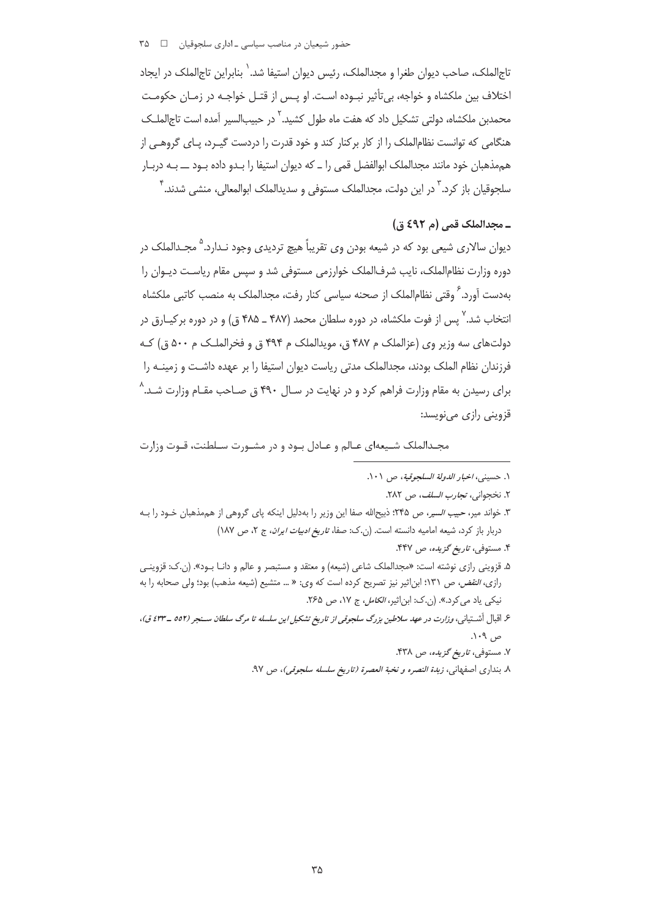تاج‌الملک، صاحب دیوان طغرا و مجدالملک، رئیس دیوان استیفا شد.[1] بنابراین تاج‌الملک در ایجاد اختلاف بین ملکشاه و خواجه، بی‌تأثیر نبوده است. او پس از قتل خواجه در زمان حکومت محمدبن ملکشاه، دولتی تشکیل داد که هفت ماه طول کشید.[2] در حبیب‌السیر آمده است تاج‌الملک هنگامی که توانست نظام‌الملک را از کار برکنار کند و خود قدرت را دردست گیرد، پای گروهی از هم‌مذهبان خود مانند مجدالملک ابوالفضل قمی را ـ که دیوان استیفا را بدو داده بود ـــ به دربار سلجوقیان باز کرد.[3] در این دولت، مجدالملک مستوفی و سدیدالملک ابوالمعالی، منشی شدند.[4]

### ـ مجدالملک قمی (م ٤٩٢ ق)

دیوان سالاری شیعی بود که در شیعه بودن وی تقریباً هیچ تردیدی وجود ندارد.[5] مجدالملک در دوره وزارت نظام‌الملک، نایب شرف‌الملک خوارزمی مستوفی شد و سپس مقام ریاست دیوان را به‌دست آورد.[6] وقتی نظام‌الملک از صحنه سیاسی کنار رفت، مجدالملک به منصب کاتبی ملکشاه انتخاب شد.[7] پس از فوت ملکشاه، در دوره سلطان محمد (۴۸۷ ـ ۴۸۵ ق) و در دوره برکیارق در دولت‌های سه وزیر وی (عزالملک م ۴۸۷ ق، مویدالملک م ۴۹۴ ق و فخرالملک م ۵۰۰ ق) که فرزندان نظام الملک بودند، مجدالملک مدتی ریاست دیوان استیفا را بر عهده داشت و زمینه را برای رسیدن به مقام وزارت فراهم کرد و در نهایت در سال ۴۹۰ ق صاحب مقام وزارت شد.[8] قزوینی رازی می‌نویسد:

> مجدالملک شیعه‌ای عالم و عادل بود و در مشورت سلطنت، قوت وزارت

---

۱. حسینی، *اخبار الدولة السلجوقیة*، ص ۱۰۱.

۲. نخجوانی، *تجارب السلف*، ص ۲۸۲.

۳. خواند میر، *حبیب السیر*، ص ۲۴۵؛ ذبیح‌الله صفا این وزیر را به‌دلیل اینکه پای گروهی از هم‌مذهبان خود را به دربار باز کرد، شیعه امامیه دانسته است. (ن.ک: صفا، *تاریخ ادبیات ایران*، ج ۲، ص ۱۸۷)

۴. مستوفی، *تاریخ گزیده*، ص ۴۴۷.

۵. قزوینی رازی نوشته است: «مجدالملک شاعی (شیعه) و معتقد و مستبصر و عالم و دانا بود». (ن.ک: قزوینی رازی، *النقض*، ص ۱۳۱؛ ابن‌اثیر نیز تصریح کرده است که وی: « ... متشیع (شیعه مذهب) بود؛ ولی صحابه را به نیکی یاد می‌کرد.». (ن.ک: ابن‌اثیر، *الکامل*، ج ۱۷، ص ۲۶۵.

۶. اقبال آشتیانی، *وزارت در عهد سلاطین بزرگ سلجوقی از تاریخ تشکیل این سلسله تا مرگ سلطان سنجر (٥٥٢ ـ ٤٣٣ ق)*، ص ۱۰۹.

۷. مستوفی، *تاریخ گزیده*، ص ۴۳۸.

۸. بنداری اصفهانی، *زبدة النصره و نخبة العصرة (تاریخ سلسله سلجوقی)*، ص ۹۷.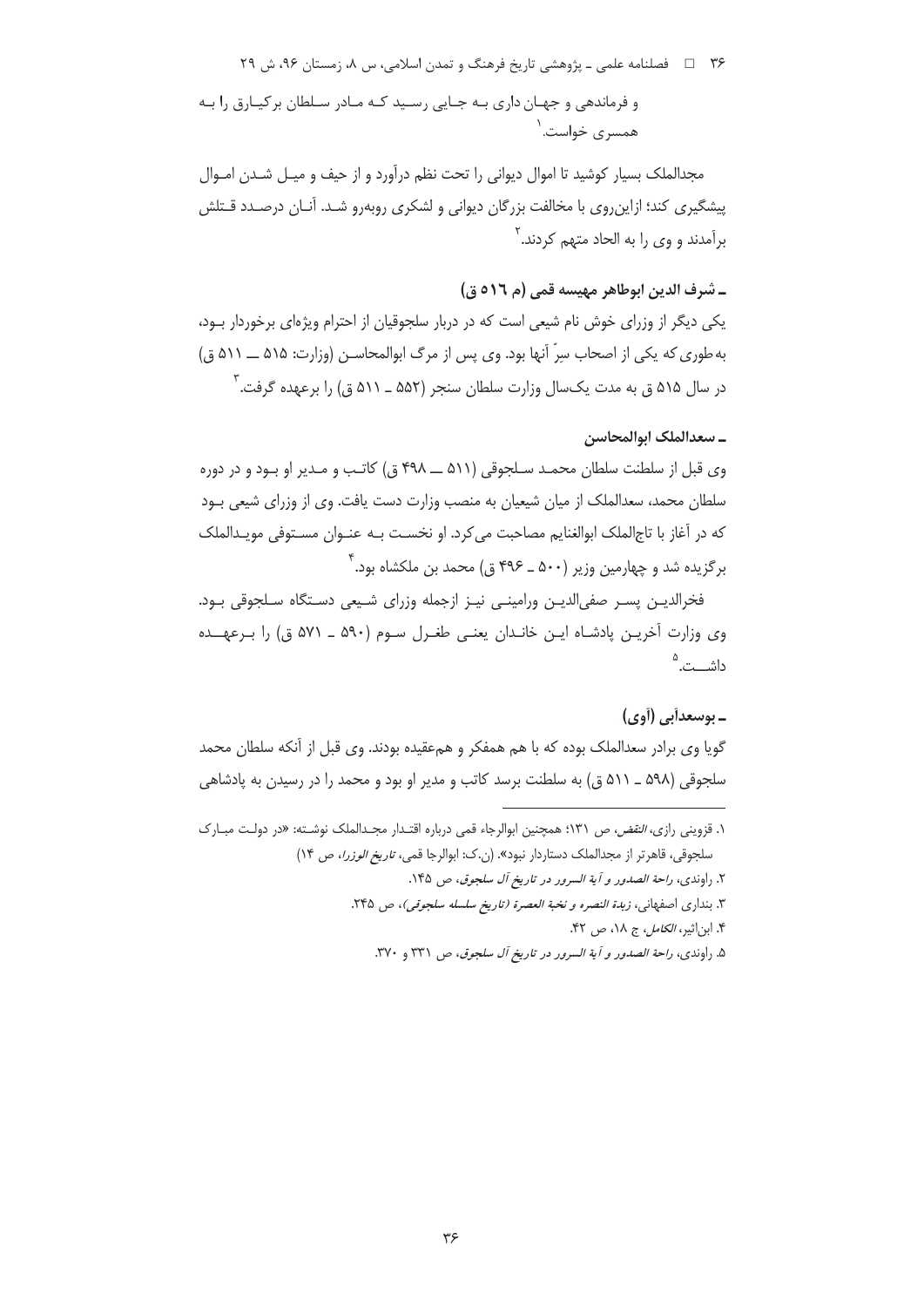و فرماندهی و جهـان داری بـه جـایی رسـید کـه مـادر سـلطان برکیـارق را بـه همسری خواست.[1]

مجدالملک بسیار کوشید تا اموال دیوانی را تحت نظم درآورد و از حیف و میـل شـدن امـوال پیشگیری کند؛ ازاین‌روی با مخالفت بزرگان دیوانی و لشکری روبه‌رو شـد. آنـان درصـدد قـتلش برآمدند و وی را به الحاد متهم کردند.[2]

### ـ شرف الدین ابوطاهر مهیسه قمی (م ٥١٦ ق)

یکی دیگر از وزرای خوش نام شیعی است که در دربار سلجوقیان از احترام ویژه‌ای برخوردار بـود، به‌طوری که یکی از اصحاب سِرّ آنها بود. وی پس از مرگ ابوالمحاسـن (وزارت: ۵۱۵ ـــ ۵۱۱ ق) در سال ۵۱۵ ق به مدت یک‌سال وزارت سلطان سنجر (۵۵۲ ـ ۵۱۱ ق) را برعهده گرفت.[3]

### ـ سعدالملک ابوالمحاسن

وی قبل از سلطنت سلطان محمـد سـلجوقی (۵۱۱ ـــ ۴۹۸ ق) کاتـب و مـدیر او بـود و در دوره سلطان محمد، سعدالملک از میان شیعیان به منصب وزارت دست یافت. وی از وزرای شیعی بـود که در آغاز با تاج‌الملک ابوالغنایم مصاحبت می‌کرد. او نخسـت بـه عنـوان مسـتوفی مویـدالملک برگزیده شد و چهارمین وزیر (۵۰۰ ـ ۴۹۶ ق) محمد بن ملکشاه بود.[4]

فخرالدیـن پسـر صفی‌الدیـن ورامینـی نیـز ازجمله وزرای شـیعی دسـتگاه سـلجوقی بـود. وی وزارت آخریـن پادشـاه ایـن خانـدان یعنـی طغـرل سـوم (۵۹۰ ـ ۵۷۱ ق) را بـرعهـده داشــت.[5]

### ـ بوسعدآبی (آوی)

گویا وی برادر سعدالملک بوده که با هم همفکر و هم‌عقیده بودند. وی قبل از آنکه سلطان محمد سلجوقی (۵۹۸ ـ ۵۱۱ ق) به سلطنت برسد کاتب و مدیر او بود و محمد را در رسیدن به پادشاهی

---

۱. قزوینی رازی، *النقض*، ص ۱۳۱؛ همچنین ابوالرجاء قمی درباره اقتـدار مجـدالملک نوشـته: «در دولـت مبـارک سلجوقی، قاهرتر از مجدالملک دستاردار نبود». (ن.ک: ابوالرجا قمی، *تاریخ الوزرا*، ص ۱۴)

۲. راوندی، *راحة الصدور و آیة السرور در تاریخ آل سلجوق*، ص ۱۴۵.

۳. بنداری اصفهانی، *زبدة النصره و نخبة العصرة (تاریخ سلسله سلجوقی)*، ص ۲۴۵.

۴. ابن‌اثیر، *الکامل*، ج ۱۸، ص ۴۲.

۵. راوندی، *راحة الصدور و آیة السرور در تاریخ آل سلجوق*، ص ۳۳۱ و ۳۷۰.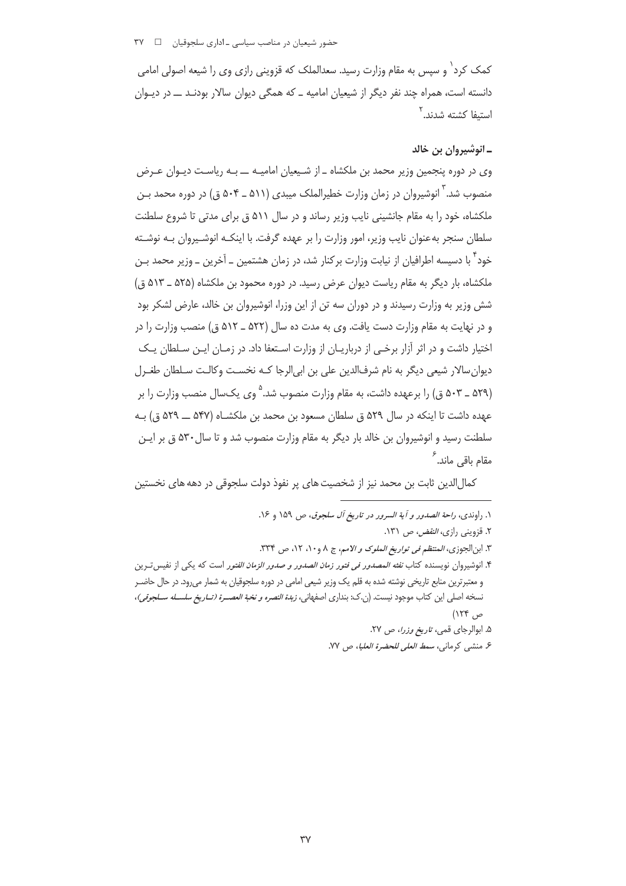کمک کرد[۱] و سپس به مقام وزارت رسید. سعدالملک که قزوینی رازی وی را شیعه اصولی امامی دانسته است، همراه چند نفر دیگر از شیعیان امامیه ـ که همگی دیوان سالار بودند ـ در دیوان استیفا کشته شدند.[۲]

### ـ انوشیروان بن خالد

وی در دوره پنجمین وزیر محمد بن ملکشاه ـ از شیعیان امامیه ـ به ریاست دیوان عرض منصوب شد.[۳] انوشیروان در زمان وزارت خطیرالملک میبدی (۵۱۱ ـ ۵۰۴ ق) در دوره محمد بن ملکشاه، خود را به مقام جانشینی نایب وزیر رساند و در سال ۵۱۱ ق برای مدتی تا شروع سلطنت سلطان سنجر به‌عنوان نایب وزیر، امور وزارت را بر عهده گرفت. با اینکه انوشیروان به نوشته خود[۴] با دسیسه اطرافیان از نیابت وزارت برکنار شد، در زمان هشتمین ـ آخرین ـ وزیر محمد بن ملکشاه، بار دیگر به مقام ریاست دیوان عرض رسید. در دوره محمود بن ملکشاه (۵۲۵ ـ ۵۱۳ ق) شش وزیر به وزارت رسیدند و در دوران سه تن از این وزرا، انوشیروان بن خالد، عارض لشکر بود و در نهایت به مقام وزارت دست یافت. وی به مدت ده سال (۵۲۲ ـ ۵۱۲ ق) منصب وزارت را در اختیار داشت و در اثر آزار برخی از درباریان از وزارت استعفا داد. در زمان این سلطان یک دیوان‌سالار شیعی دیگر به نام شرف‌الدین علی بن ابی‌الرجا که نخست وکالت سلطان طغرل (۵۲۹ ـ ۵۰۳ ق) را برعهده داشت، به مقام وزارت منصوب شد.[۵] وی یک‌سال منصب وزارت را بر عهده داشت تا اینکه در سال ۵۲۹ ق سلطان مسعود بن محمد بن ملکشاه (۵۴۷ ـ ۵۲۹ ق) به سلطنت رسید و انوشیروان بن خالد بار دیگر به مقام وزارت منصوب شد و تا سال ۵۳۰ ق بر این مقام باقی ماند.[۶]

کمال‌الدین ثابت بن محمد نیز از شخصیت‌های پر نفوذ دولت سلجوقی در دهه‌های نخستین

---

۱. راوندی، *راحة الصدور و آیة السرور در تاریخ آل سلجوق*، ص ۱۵۹ و ۱۶.

۲. قزوینی رازی، *النقض*، ص ۱۳۱.

۳. ابن‌الجوزی، *المنتظم فی تواریخ الملوک و الامم*، ج ۸ و ۱۰، ۱۲، ص ۳۳۴.

۴. انوشیروان نویسنده کتاب *نفثه المصدور فی فتور زمان الصدور و صدور الزمان الفتور* است که یکی از نفیس‌ترین و معتبرترین منابع تاریخی نوشته شده به قلم یک وزیر شیعی امامی در دوره سلجوقیان به شمار می‌رود. در حال حاضر نسخه اصلی این کتاب موجود نیست. (ن.ک: بنداری اصفهانی، *زبدة النصره و نخبة العصرة (تاریخ سلسله سلجوقی)*، ص ۱۲۴)

۵. ابوالرجای قمی، *تاریخ وزرا*، ص ۲۷.

۶. منشی کرمانی، *سمط العلی للحضرة العلیا*، ص ۷۷.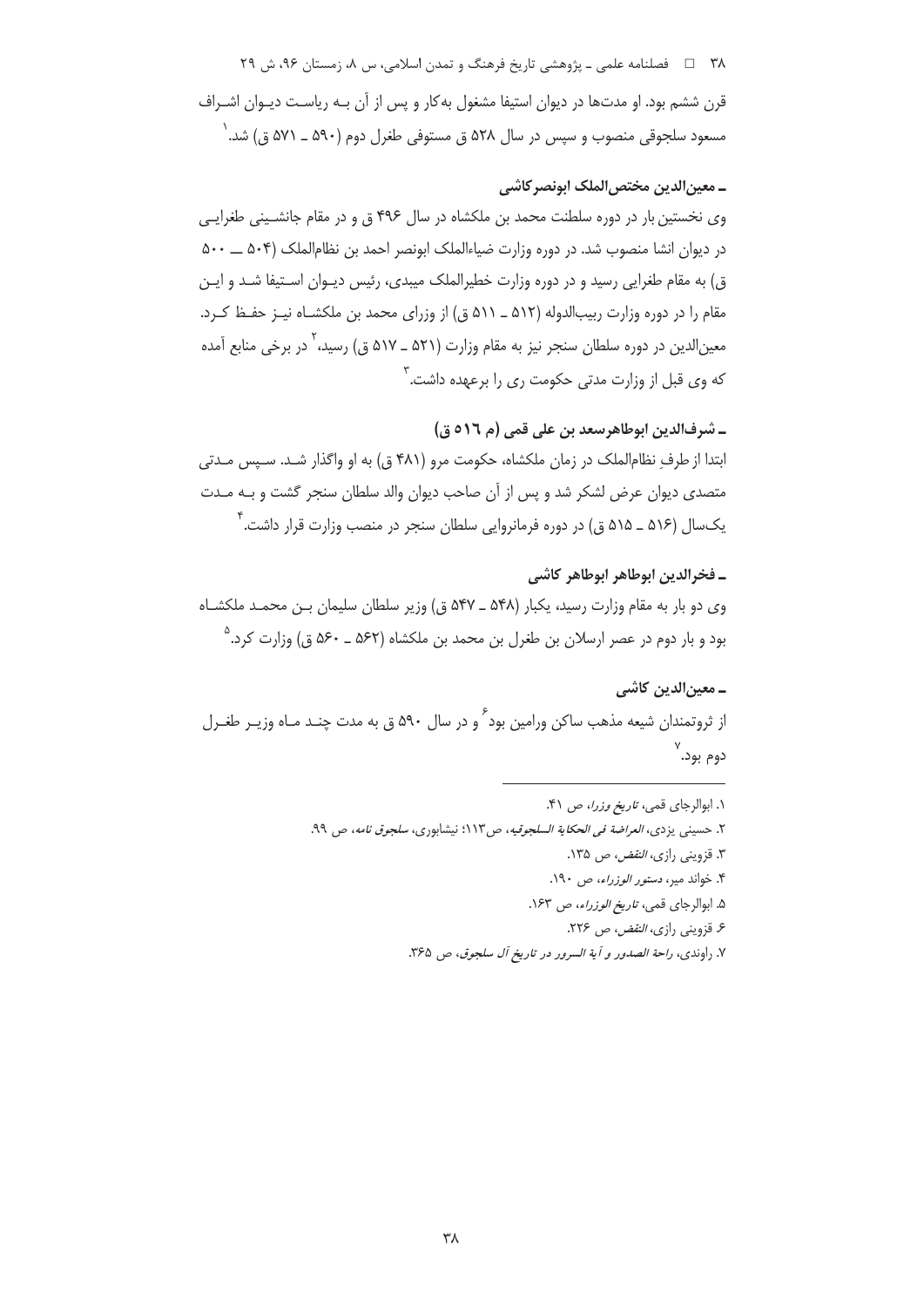قرن ششم بود. او مدت‌ها در دیوان استیفا مشغول به‌کار و پس از آن بـه ریاسـت دیـوان اشـراف مسعود سلجوقی منصوب و سپس در سال ۵۲۸ ق مستوفی طغرل دوم (۵۹۰ ـ ۵۷۱ ق) شد.[۱]

### ـ معین‌الدین مختص‌الملک ابونصر کاشی

وی نخستین بار در دوره سلطنت محمد بن ملکشاه در سال ۴۹۶ ق و در مقام جانشـینی طغرایـی در دیوان انشا منصوب شد. در دوره وزارت ضیاءالملک ابونصر احمد بن نظام‌الملک (۵۰۴ ــ ۵۰۰ ق) به مقام طغرایی رسید و در دوره وزارت خطیرالملک میبدی، رئیس دیـوان اسـتیفا شـد و ایـن مقام را در دوره وزارت ربیب‌الدوله (۵۱۲ ـ ۵۱۱ ق) از وزرای محمد بن ملکشـاه نیـز حفـظ کـرد. معین‌الدین در دوره سلطان سنجر نیز به مقام وزارت (۵۲۱ ـ ۵۱۷ ق) رسید،[۲] در برخی منابع آمده که وی قبل از وزارت مدتی حکومت ری را برعهده داشت.[۳]

### ـ شرف‌الدین ابوطاهرسعد بن علی قمی (م ٥١٦ ق)

ابتدا از طرفِ نظام‌الملک در زمان ملکشاه، حکومت مرو (۴۸۱ ق) به او واگذار شـد. سـپس مـدتی متصدی دیوان عرض لشکر شد و پس از آن صاحب دیوان والد سلطان سنجر گشت و بـه مـدت یک‌سال (۵۱۶ ـ ۵۱۵ ق) در دوره فرمانروایی سلطان سنجر در منصب وزارت قرار داشت.[۴]

### ـ فخرالدین ابوطاهر ابوطاهر کاشی

وی دو بار به مقام وزارت رسید، یکبار (۵۴۸ ـ ۵۴۷ ق) وزیر سلطان سلیمان بـن محمـد ملکشـاه بود و بار دوم در عصر ارسلان بن طغرل بن محمد بن ملکشاه (۵۶۲ ـ ۵۶۰ ق) وزارت کرد.[۵]

### ـ معین‌الدین کاشی

از ثروتمندان شیعه مذهب ساکن ورامین بود[۶] و در سال ۵۹۰ ق به مدت چنـد مـاه وزیـر طغـرل دوم بود.[۷]

---

۱. ابوالرجای قمی، *تاریخ وزرا*، ص ۴۱.

۲. حسینی یزدی، *العراضة فی الحکایة السلجوقیه*، ص۱۱۳؛ نیشابوری، *سلجوق نامه*، ص ۹۹.

۳. قزوینی رازی، *النقض*، ص ۱۳۵.

۴. خواند میر، *دستور الوزراء*، ص ۱۹۰.

۵. ابوالرجای قمی، *تاریخ الوزراء*، ص ۱۶۳.

۶. قزوینی رازی، *النقض*، ص ۲۲۶.

۷. راوندی، *راحة الصدور و آیة السرور در تاریخ آل سلجوق*، ص ۳۶۵.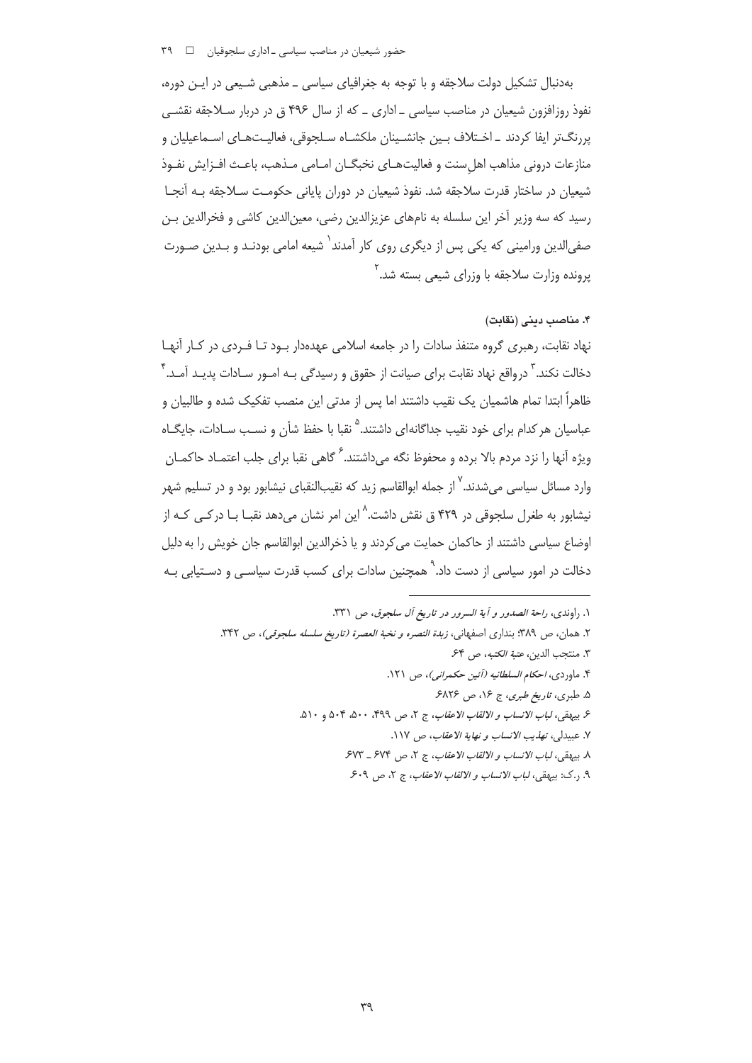به‌دنبال تشکیل دولت سلاجقه و با توجه به جغرافیای سیاسی ـ مذهبی شیعی در این دوره، نفوذ روزافزون شیعیان در مناصب سیاسی ـ اداری ـ که از سال ۴۹۶ ق در دربار سلاجقه نقشی پررنگ‌تر ایفا کردند ـ اختلاف بین جانشینان ملکشاه سلجوقی، فعالیت‌های اسماعیلیان و منازعات درونی مذاهب اهل‌سنت و فعالیت‌های نخبگان امامی مذهب، باعث افزایش نفوذ شیعیان در ساختار قدرت سلاجقه شد. نفوذ شیعیان در دوران پایانی حکومت سلاجقه به آنجا رسید که سه وزیر آخر این سلسله به نام‌های عزیزالدین رضی، معین‌الدین کاشی و فخرالدین بن صفی‌الدین ورامینی که یکی پس از دیگری روی کار آمدند[۱] شیعه امامی بودند و بدین صورت پرونده وزارت سلاجقه با وزرای شیعی بسته شد.[۲]

### ۴. مناصب دینی (نقابت)

نهاد نقابت، رهبری گروه متنفذ سادات را در جامعه اسلامی عهده‌دار بود تا فردی در کار آنها دخالت نکند.[۳] درواقع نهاد نقابت برای صیانت از حقوق و رسیدگی به امور سادات پدید آمد.[۴] ظاهراً ابتدا تمام هاشمیان یک نقیب داشتند اما پس از مدتی این منصب تفکیک شده و طالبیان و عباسیان هرکدام برای خود نقیب جداگانه‌ای داشتند.[۵] نقبا با حفظ شأن و نسب سادات، جایگاه ویژه آنها را نزد مردم بالا برده و محفوظ نگه می‌داشتند.[۶] گاهی نقبا برای جلب اعتماد حاکمان وارد مسائل سیاسی می‌شدند.[۷] از جمله ابوالقاسم زید که نقیب‌النقبای نیشابور بود و در تسلیم شهر نیشابور به طغرل سلجوقی در ۴۲۹ ق نقش داشت.[۸] این امر نشان می‌دهد نقبا با درکی که از اوضاع سیاسی داشتند از حاکمان حمایت می‌کردند و یا ذخرالدین ابوالقاسم جان خویش را به دلیل دخالت در امور سیاسی از دست داد.[۹] همچنین سادات برای کسب قدرت سیاسی و دستیابی به

---

۱. راوندی، *راحة الصدور و آیة السرور در تاریخ آل سلجوق*، ص ۳۳۱.

۲. همان، ص ۳۸۹؛ بنداری اصفهانی، *زبدة النصره و نخبة العصرة (تاریخ سلسله سلجوقی)*، ص ۳۴۲.

۳. منتجب الدین، *عتبة الکتبه*، ص ۶۴.

۴. ماوردی، *احکام السلطانیه (آئین حکمرانی)*، ص ۱۲۱.

۵. طبری، *تاریخ طبری*، ج ۱۶، ص ۶۸۲۶.

۶. بیهقی، *لباب الانساب و الالقاب الاعقاب*، ج ۲، ص ۴۹۹، ۵۰۰، ۵۰۴ و ۵۱۰.

۷. عبیدلی، *تهذیب الانساب و نهایة الاعقاب*، ص ۱۱۷.

۸. بیهقی، *لباب الانساب و الالقاب الاعقاب*، ج ۲، ص ۶۷۴ ـ ۶۷۳.

۹. ر.ک: بیهقی، *لباب الانساب و الالقاب الاعقاب*، ج ۲، ص ۶۰۹.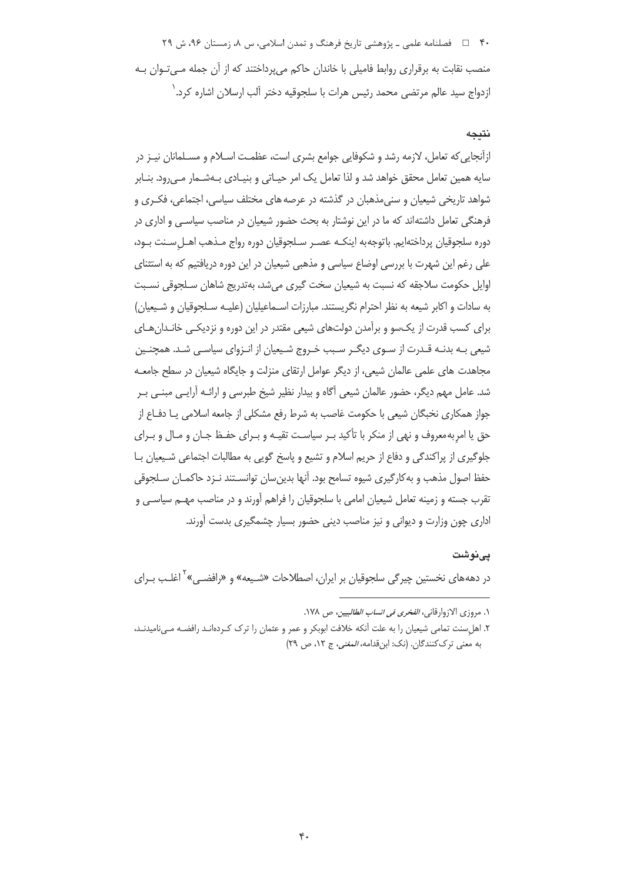منصب نقابت به برقراری روابط فامیلی با خاندان حاکم می‌پرداختند که از آن جمله می‌توان به ازدواج سید عالم مرتضی محمد رئیس هرات با سلجوقیه دختر آلب ارسلان اشاره کرد.[1]

## نتیجه

ازآنجایی‌که تعامل، لازمه رشد و شکوفایی جوامع بشری است، عظمت اسلام و مسلمانان نیز در سایه همین تعامل محقق خواهد شد و لذا تعامل یک امر حیاتی و بنیادی به‌شمار می‌رود. بنابر شواهد تاریخی شیعیان و سنی‌مذهبان در گذشته در عرصه‌های مختلف سیاسی، اجتماعی، فکری و فرهنگی تعامل داشته‌اند که ما در این نوشتار به بحث حضور شیعیان در مناصب سیاسی و اداری در دوره سلجوقیان پرداخته‌ایم. باتوجه‌به اینکه عصر سلجوقیان دوره رواج مذهب اهل‌سنت بود، علی رغم این شهرت با بررسی اوضاع سیاسی و مذهبی شیعیان در این دوره دریافتیم که به استثنای اوایل حکومت سلاجقه که نسبت به شیعیان سخت گیری می‌شد، به‌تدریج شاهان سلجوقی نسبت به سادات و اکابر شیعه به نظر احترام نگریستند. مبارزات اسماعیلیان (علیه سلجوقیان و شیعیان) برای کسب قدرت از یک‌سو و برآمدن دولت‌های شیعی مقتدر در این دوره و نزدیکی خاندان‌های شیعی به بدنه قدرت از سوی دیگر سبب خروج شیعیان از انزوای سیاسی شد. همچنین مجاهدت های علمی عالمان شیعی، از دیگر عوامل ارتقای منزلت و جایگاه شیعیان در سطح جامعه شد. عامل مهم دیگر، حضور عالمان شیعی آگاه و بیدار نظیر شیخ طبرسی و ارائه آرایی مبنی بر جواز همکاری نخبگان شیعی با حکومت غاصب به شرط رفع مشکلی از جامعه اسلامی یا دفاع از حق یا امربه‌معروف و نهی از منکر با تأکید بر سیاست تقیه و برای حفظ جان و مال و برای جلوگیری از پراکندگی و دفاع از حریم اسلام و تشیع و پاسخ گویی به مطالبات اجتماعی شیعیان با حفظ اصول مذهب و به‌کارگیری شیوه تسامح بود. آنها بدین‌سان توانستند نزد حاکمان سلجوقی تقرب جسته و زمینه تعامل شیعیان امامی با سلجوقیان را فراهم آورند و در مناصب مهم سیاسی و اداری چون وزارت و دیوانی و نیز مناصب دینی حضور بسیار چشمگیری بدست آورند.

## پی‌نوشت

در دهه‌های نخستین چیرگی سلجوقیان بر ایران، اصطلاحات «شیعه» و «رافضی»[2] اغلب برای

---

1. مروزی الازوارقانی، *الفخری فی انساب الطالبیین*، ص ۱۷۸.
2. اهل‌سنت تمامی شیعیان را به علت آنکه خلافت ابوبکر و عمر و عثمان را ترک کرده‌اند رافضه می‌نامیدند، به معنی ترک‌کنندگان. (نک: ابن‌قدامه، *المغنی*، ج ۱۲، ص ۲۹)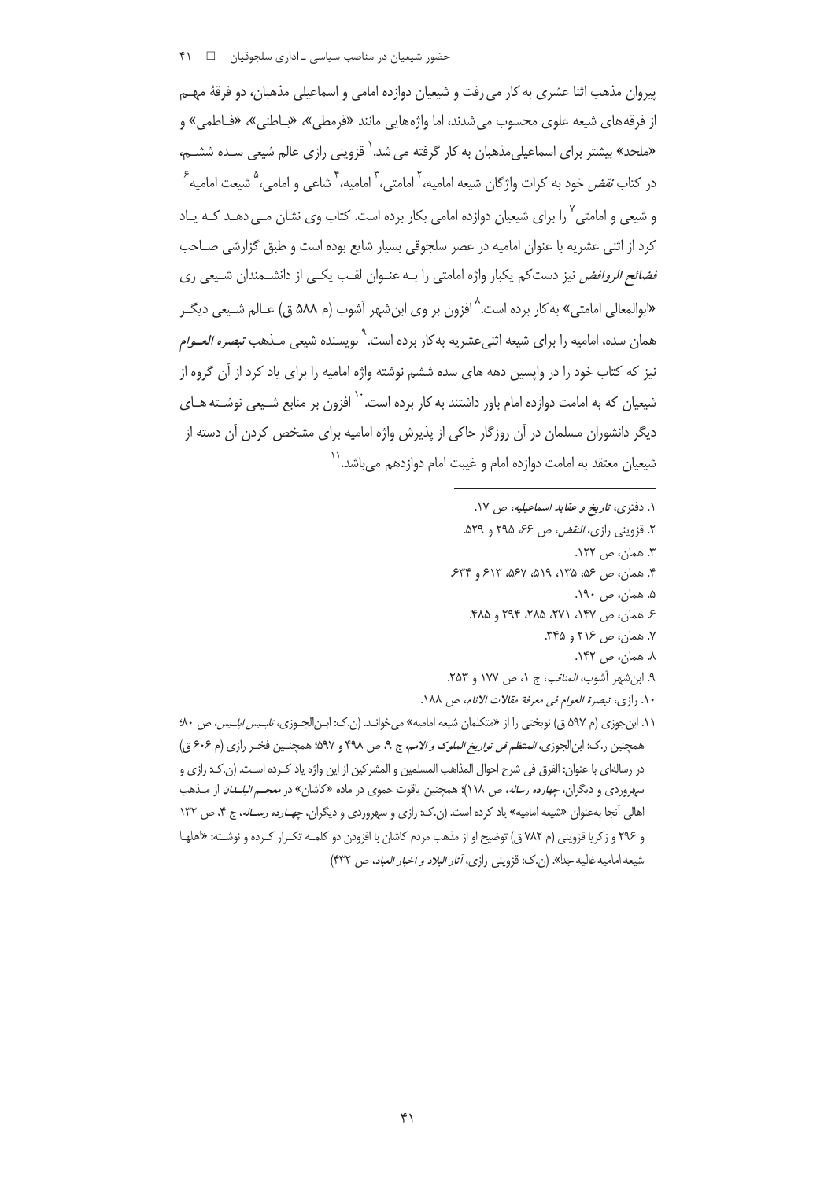پیروان مذهب اثنا عشری به کار می‌رفت و شیعیان دوازده امامی و اسماعیلی مذهبان، دو فرقهٔ مهـم از فرقه‌های شیعه علوی محسوب می‌شدند، اما واژه‌هایی مانند «قرمطی»، «بـاطنی»، «فـاطمی» و «ملحد» بیشتر برای اسماعیلی‌مذهبان به کار گرفته می‌شد.[1] قزوینی رازی عالم شیعی سـده ششـم، در کتاب *نقض* خود به کرات واژگان شیعه امامیه،[2] امامتی،[3] امامیه،[4] شاعی و امامی،[5] شیعت امامیه[6] و شیعی و امامتی[7] را برای شیعیان دوازده امامی بکار برده است. کتاب وی نشان مـی‌دهـد کـه یـاد کرد از اثنی عشریه با عنوان امامیه در عصر سلجوقی بسیار شایع بوده است و طبق گزارشی صـاحب *فضائح الروافض* نیز دست‌کم یکبار واژه امامتی را بـه عنـوان لقـب یکـی از دانشـمندان شـیعی ری «ابوالمعالی امامتی» به‌کار برده است.[8] افزون بر وی ابن‌شهر آشوب (م ۵۸۸ ق) عـالم شـیعی دیگـر همان سده، امامیه را برای شیعه اثنی‌عشریه به‌کار برده است.[9] نویسنده شیعی مـذهب *تبصره العـوام* نیز که کتاب خود را در واپسین دهه های سده ششم نوشته واژه امامیه را برای یاد کرد از آن گروه از شیعیان که به امامت دوازده امام باور داشتند به کار برده است.[10] افزون بر منابع شـیعی نوشـته هـای دیگر دانشوران مسلمان در آن روزگار حاکی از پذیرش واژه امامیه برای مشخص کردن آن دسته از شیعیان معتقد به امامت دوازده امام و غیبت امام دوازدهم می‌باشد.[11]

---

۱. دفتری، *تاریخ و عقاید اسماعیلیه*، ص ۱۷.

۲. قزوینی رازی، *النقض*، ص ۶۶، ۲۹۵ و ۵۲۹.

۳. همان، ص ۱۲۲.

۴. همان، ص ۵۶، ۱۳۵، ۵۱۹، ۵۶۷، ۶۱۳ و ۶۳۴.

۵. همان، ص ۱۹۰.

۶. همان، ص ۱۴۷، ۲۷۱، ۲۸۵، ۲۹۴ و ۴۸۵.

۷. همان، ص ۲۱۶ و ۳۴۵.

۸. همان، ص ۱۴۲.

۹. ابن‌شهر آشوب، *المناقب*، ج ۱، ص ۱۷۷ و ۲۵۳.

۱۰. رازی، *تبصرة العوام فی معرفة مقالات الانام*، ص ۱۸۸.

۱۱. ابن‌جوزی (م ۵۹۷ ق) نوبختی را از «متکلمان شیعه امامیه» می‌خوانـد (ن.ک: ابـن‌الجـوزی، *تلبـیس ابلـیس*، ص ۸۰؛ همچنین ر.ک: ابن‌الجوزی، *المنتظم فی تواریخ الملوک و الامم*، ج ۹، ص ۴۹۸ و ۵۹۷؛ همچنـین فخـر رازی (م ۶۰۶ ق) در رساله‌ای با عنوان: الفرق فی شرح احوال المذاهب المسلمین و المشرکین از این واژه یاد کـرده اسـت. (ن.ک: رازی و سهروردی و دیگران، *چهارده رساله*، ص ۱۱۸)؛ همچنین یاقوت حموی در ماده «کاشان» در *معجـم البلـدان* از مـذهب اهالی آنجا به‌عنوان «شیعه امامیه» یاد کرده است. (ن.ک: رازی و سهروردی و دیگران، *چهـارده رسـاله*، ج ۴، ص ۱۳۲ و ۲۹۶ و زکریا قزوینی (م ۷۸۲ ق) توضیح او از مذهب مردم کاشان با افزودن دو کلمـه تکـرار کـرده و نوشـته: «اهلها شیعه امامیه غالیه جدا». (ن.ک: قزوینی رازی، *آثار البلاد و اخبار العباد*، ص ۴۳۲)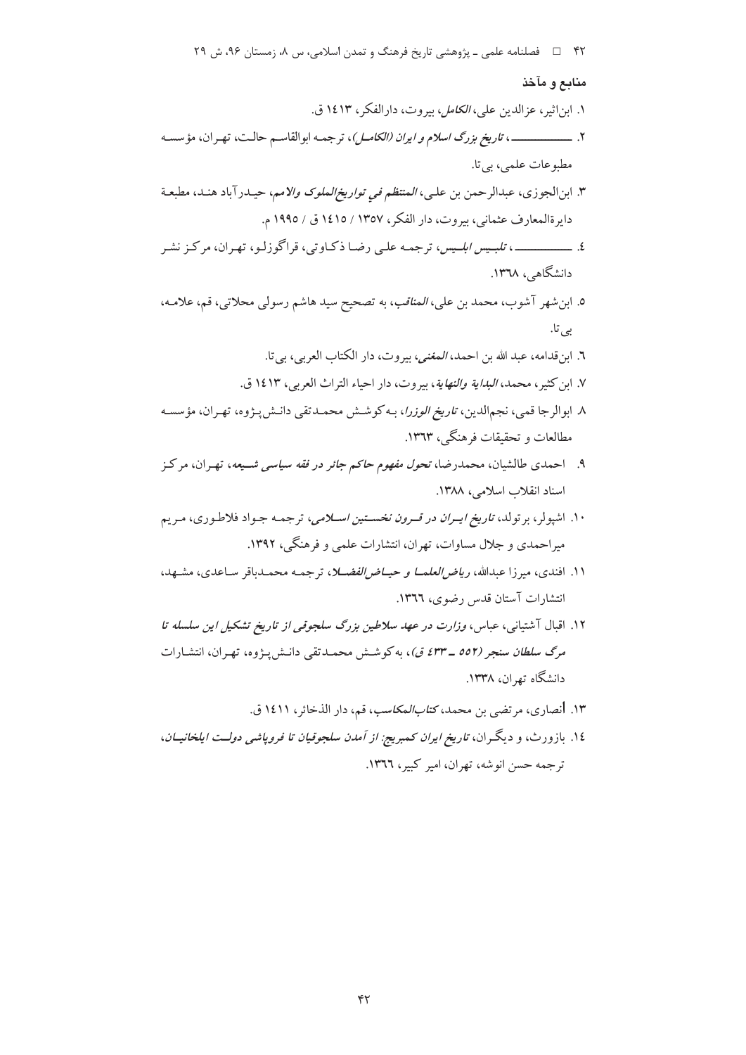## منابع و مآخذ

۱. ابن‌اثیر، عزالدین علی، *الکامل*، بیروت، دارالفکر، ۱٤۱۳ ق.

۲. ــــــــــــــ، *تاریخ بزرگ اسلام و ایران (الکامل)*، ترجمه ابوالقاسم حالت، تهران، مؤسسه مطبوعات علمی، بی‌تا.

۳. ابن‌الجوزی، عبدالرحمن بن علی، *المنتظم في تواریخ‌الملوک والامم*، حیدرآباد هند، مطبعة دایرةالمعارف عثمانی، بیروت، دار الفکر، ۱۳۵۷ / ۱٤۱۵ ق / ۱۹۹۵ م.

٤. ــــــــــــــ، *تلبیس ابلیس*، ترجمه علی رضا ذکاوتی، قراگوزلو، تهران، مرکز نشر دانشگاهی، ۱۳٦۸.

۵. ابن‌شهر آشوب، محمد بن علی، *المناقب*، به تصحیح سید هاشم رسولی محلاتی، قم، علامه، بی‌تا.

٦. ابن‌قدامه، عبد الله بن احمد، *المغنی*، بیروت، دار الکتاب العربی، بی‌تا.

۷. ابن‌کثیر، محمد، *البدایة والنهایة*، بیروت، دار احیاء التراث العربی، ۱٤۱۳ ق.

۸. ابوالرجا قمی، نجم‌الدین، *تاریخ الوزرا*، به‌کوشش محمدتقی دانش‌پژوه، تهران، مؤسسه مطالعات و تحقیقات فرهنگی، ۱۳٦۳.

۹. احمدی طالشیان، محمدرضا، *تحول مفهوم حاکم جائر در فقه سیاسی شیعه*، تهران، مرکز اسناد انقلاب اسلامی، ۱۳۸۸.

۱۰. اشپولر، برتولد، *تاریخ ایران در قرون نخستین اسلامی*، ترجمه جواد فلاطوری، مریم میراحمدی و جلال مساوات، تهران، انتشارات علمی و فرهنگی، ۱۳۹۲.

۱۱. افندی، میرزا عبدالله، *ریاض‌العلما و حیاض‌الفضلا*، ترجمه محمدباقر ساعدی، مشهد، انتشارات آستان قدس رضوی، ۱۳٦٦.

۱۲. اقبال آشتیانی، عباس، *وزارت در عهد سلاطین بزرگ سلجوقی از تاریخ تشکیل این سلسله تا مرگ سلطان سنجر (۵۵۲ ـ ٤۳۳ ق)*، به‌کوشش محمدتقی دانش‌پژوه، تهران، انتشارات دانشگاه تهران، ۱۳۳۸.

۱۳. أنصاری، مرتضی بن محمد، *کتاب‌المکاسب*، قم، دار الذخائر، ۱٤۱۱ ق.

۱٤. بازورث، و دیگران، *تاریخ ایران کمبریج: از آمدن سلجوقیان تا فروپاشی دولت ایلخانیان*، ترجمه حسن انوشه، تهران، امیر کبیر، ۱۳٦٦.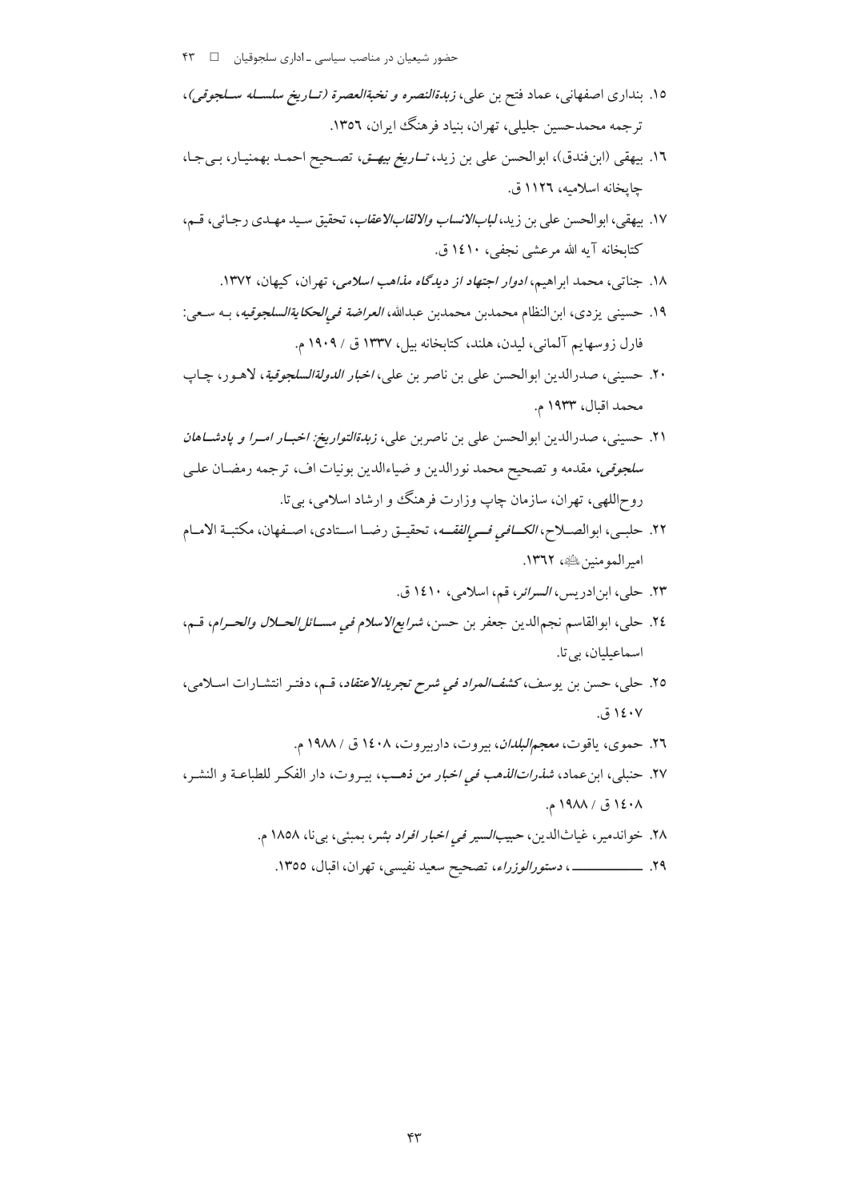۱۵. بنداری اصفهانی، عماد فتح بن علی، *زبدةالنصره و نخبةالعصرة (تاریخ سلسله سلجوقی)*، ترجمه محمدحسین جلیلی، تهران، بنیاد فرهنگ ایران، ۱۳۵٦.

۱٦. بیهقی (ابن‌فندق)، ابوالحسن علی بن زید، *تاریخ بیهق*، تصحیح احمد بهمنیار، بی‌جا، چاپخانه اسلامیه، ۱۱۲٦ ق.

۱۷. بیهقی، ابوالحسن علی بن زید، *لباب‌الانساب والالقاب‌الاعقاب*، تحقیق سید مهدی رجائی، قم، کتابخانه آیه الله مرعشی نجفی، ۱٤۱۰ ق.

۱۸. جناتی، محمد ابراهیم، *ادوار اجتهاد از دیدگاه مذاهب اسلامی*، تهران، کیهان، ۱۳۷۲.

۱۹. حسینی یزدی، ابن‌النظام محمدبن محمدبن عبدالله، *العراضة فی‌الحکایةالسلجوقیه*، بـه سـعی: فارل زوسهایم آلمانی، لیدن، هلند، کتابخانه بیل، ۱۳۳۷ ق / ۱۹۰۹ م.

۲۰. حسینی، صدرالدین ابوالحسن علی بن ناصر بن علی، *اخبار الدولةالسلجوقیة*، لاهـور، چـاپ محمد اقبال، ۱۹۳۳ م.

۲۱. حسینی، صدرالدین ابوالحسن علی بن ناصربن علی، *زبدةالتواریخ: اخبـار امـرا و پادشـاهان سلجوقی*، مقدمه و تصحیح محمد نورالدین و ضیاءالدین بونیات اف، ترجمه رمضـان علـی روح‌اللهی، تهران، سازمان چاپ وزارت فرهنگ و ارشاد اسلامی، بی‌تا.

۲۲. حلبـی، ابوالصـلاح، *الکـافی فـی‌الفقـه*، تحقیـق رضـا اسـتادی، اصـفهان، مکتبـة الامـام امیرالمومنین علیه‌السلام، ۱۳٦۲.

۲۳. حلی، ابن‌ادریس، *السرائر*، قم، اسلامی، ۱٤۱۰ ق.

۲٤. حلی، ابوالقاسم نجم‌الدین جعفر بن حسن، *شرایع‌الاسلام فی مسـائل‌الحـلال والحـرام*، قـم، اسماعیلیان، بی‌تا.

۲٥. حلی، حسن بن یوسف، *کشف‌المراد فی شرح تجریدالاعتقاد*، قـم، دفتـر انتشـارات اسـلامی، ۱٤۰۷ ق.

۲٦. حموی، یاقوت، *معجم‌البلدان*، بیروت، داربیروت، ۱٤۰۸ ق / ۱۹۸۸ م.

۲۷. حنبلی، ابن‌عماد، *شذرات‌الذهب فی اخبار من ذهـب*، بیـروت، دار الفکـر للطباعـة و النشـر، ۱٤۰۸ ق / ۱۹۸۸ م.

۲۸. خواندمیر، غیاث‌الدین، *حبیب‌السیر فی اخبار افراد بشر*، بمبئی، بی‌نا، ۱۸٥۸ م.

۲۹. ـــــــــــــ، *دستورالوزراء*، تصحیح سعید نفیسی، تهران، اقبال، ۱۳٥٥.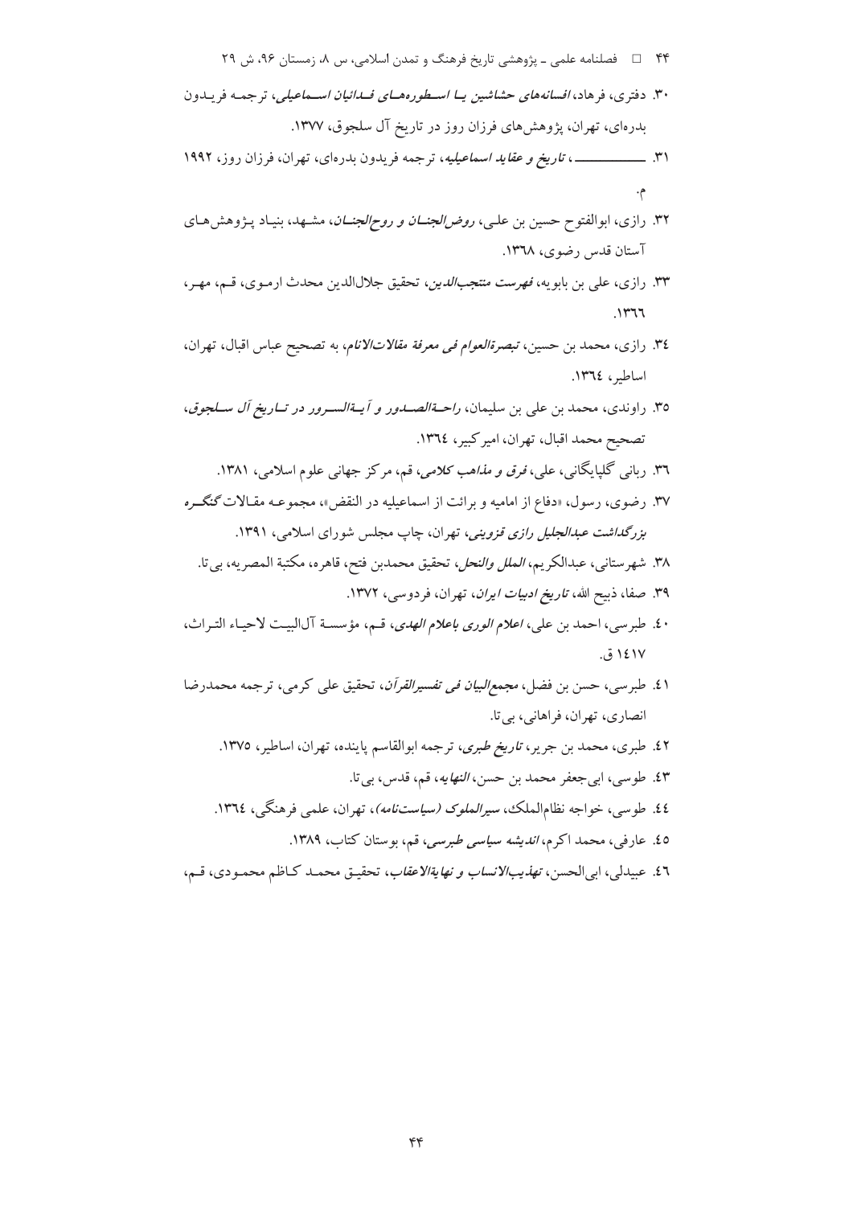۳۰. دفتری، فرهاد، *افسانه‌های حشاشین یا اسطوره‌های فدائیان اسماعیلی*، ترجمه فریدون بدره‌ای، تهران، پژوهش‌های فرزان روز در تاریخ آل سلجوق، ۱۳۷۷.

۳۱. ـــــــــــ ، *تاریخ و عقاید اسماعیلیه*، ترجمه فریدون بدره‌ای، تهران، فرزان روز، ۱۹۹۲ م.

۳۲. رازی، ابوالفتوح حسین بن علی، *روض‌الجنان و روح‌الجنان*، مشهد، بنیاد پژوهش‌های آستان قدس رضوی، ۱۳٦۸.

۳۳. رازی، علی بن بابویه، *فهرست منتجب‌الدین*، تحقیق جلال‌الدین محدث ارموی، قم، مهر، ۱۳٦٦.

۳٤. رازی، محمد بن حسین، *تبصرةالعوام فی معرفة مقالات‌الانام*، به تصحیح عباس اقبال، تهران، اساطیر، ۱۳٦٤.

۳٥. راوندی، محمد بن علی بن سلیمان، *راحةالصدور و آیةالسرور در تاریخ آل سلجوق*، تصحیح محمد اقبال، تهران، امیرکبیر، ۱۳٦٤.

۳٦. ربانی گلپایگانی، علی، *فرق و مذاهب کلامی*، قم، مرکز جهانی علوم اسلامی، ۱۳۸۱.

۳۷. رضوی، رسول، «دفاع از امامیه و برائت از اسماعیلیه در النقض»، مجموعه مقالات *کنگره بزرگداشت عبدالجلیل رازی قزوینی*، تهران، چاپ مجلس شورای اسلامی، ۱۳۹۱.

۳۸. شهرستانی، عبدالکریم، *الملل والنحل*، تحقیق محمدبن فتح، قاهره، مکتبة المصریه، بی‌تا.

۳۹. صفا، ذبیح الله، *تاریخ ادبیات ایران*، تهران، فردوسی، ۱۳۷۲.

٤۰. طبرسی، احمد بن علی، *اعلام الوری باعلام الهدی*، قم، مؤسسة آل‌البیت لاحیاء التراث، ۱٤۱۷ ق.

٤۱. طبرسی، حسن بن فضل، *مجمع‌البیان فی تفسیرالقرآن*، تحقیق علی کرمی، ترجمه محمدرضا انصاری، تهران، فراهانی، بی‌تا.

٤۲. طبری، محمد بن جریر، *تاریخ طبری*، ترجمه ابوالقاسم پاینده، تهران، اساطیر، ۱۳۷٥.

٤۳. طوسی، ابی‌جعفر محمد بن حسن، *النهایه*، قم، قدس، بی‌تا.

٤٤. طوسی، خواجه نظام‌الملک، *سیرالملوک (سیاست‌نامه)*، تهران، علمی فرهنگی، ۱۳٦٤.

٤٥. عارفی، محمد اکرم، *اندیشه سیاسی طبرسی*، قم، بوستان کتاب، ۱۳۸۹.

٤٦. عبیدلی، ابی‌الحسن، *تهذیب‌الانساب و نهایةالاعقاب*، تحقیق محمد کاظم محمودی، قم،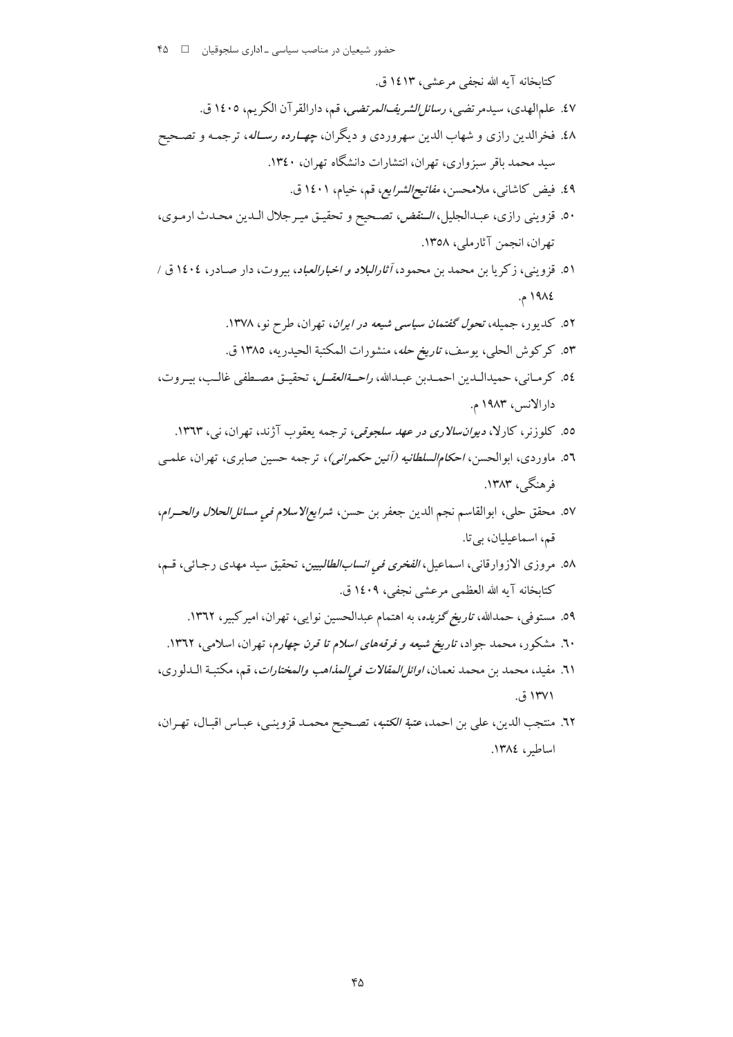کتابخانه آیه الله نجفی مرعشی، ۱٤۱۳ ق.

٤٧. علم‌الهدی، سیدمرتضی، *رسائل‌الشریف‌المرتضی*، قم، دارالقرآن الکریم، ۱٤۰٥ ق.

٤٨. فخرالدین رازی و شهاب الدین سهروردی و دیگران، *چهارده رساله*، ترجمه و تصحیح سید محمد باقر سبزواری، تهران، انتشارات دانشگاه تهران، ۱۳٤۰.

٤٩. فیض کاشانی، ملامحسن، *مفاتیح‌الشرایع*، قم، خیام، ۱٤۰۱ ق.

٥۰. قزوینی رازی، عبدالجلیل، *النقض*، تصحیح و تحقیق میرجلال الدین محدث ارموی، تهران، انجمن آثارملی، ۱۳٥۸.

٥۱. قزوینی، زکریا بن محمد بن محمود، *آثارالبلاد و اخبارالعباد*، بیروت، دار صادر، ۱٤۰٤ ق / ۱۹۸٤ م.

٥۲. کدیور، جمیله، *تحول گفتمان سیاسی شیعه در ایران*، تهران، طرح نو، ۱۳۷۸.

٥۳. کرکوش الحلی، یوسف، *تاریخ حله*، منشورات المکتبة الحیدریه، ۱۳۸٥ ق.

٥٤. کرمانی، حمیدالدین احمدبن عبدالله، *راحة‌العقل*، تحقیق مصطفی غالب، بیروت، دارالانس، ۱۹۸۳ م.

٥٥. کلوزنر، کارلا، *دیوان‌سالاری در عهد سلجوقی*، ترجمه یعقوب آژند، تهران، نی، ۱۳٦۳.

٥٦. ماوردی، ابوالحسن، *احکام‌السلطانیه (آئین حکمرانی)*، ترجمه حسین صابری، تهران، علمی فرهنگی، ۱۳۸۳.

٥۷. محقق حلی، ابوالقاسم نجم الدین جعفر بن حسن، *شرایع‌الاسلام فی مسائل‌الحلال والحرام*، قم، اسماعیلیان، بی‌تا.

٥۸. مروزی الازوارقانی، اسماعیل، *الفخری فی انساب‌الطالبیین*، تحقیق سید مهدی رجائی، قم، کتابخانه آیه الله العظمی مرعشی نجفی، ۱٤۰۹ ق.

٥۹. مستوفی، حمدالله، *تاریخ گزیده*، به اهتمام عبدالحسین نوایی، تهران، امیرکبیر، ۱۳٦۲.

٦۰. مشکور، محمد جواد، *تاریخ شیعه و فرقه‌های اسلام تا قرن چهارم*، تهران، اسلامی، ۱۳٦۲.

٦۱. مفید، محمد بن محمد نعمان، *اوائل‌المقالات فی‌المذاهب والمختارات*، قم، مکتبة الدلوری، ۱۳۷۱ ق.

٦۲. منتجب الدین، علی بن احمد، *عتبة الکتبه*، تصحیح محمد قزوینی، عباس اقبال، تهران، اساطیر، ۱۳۸٤.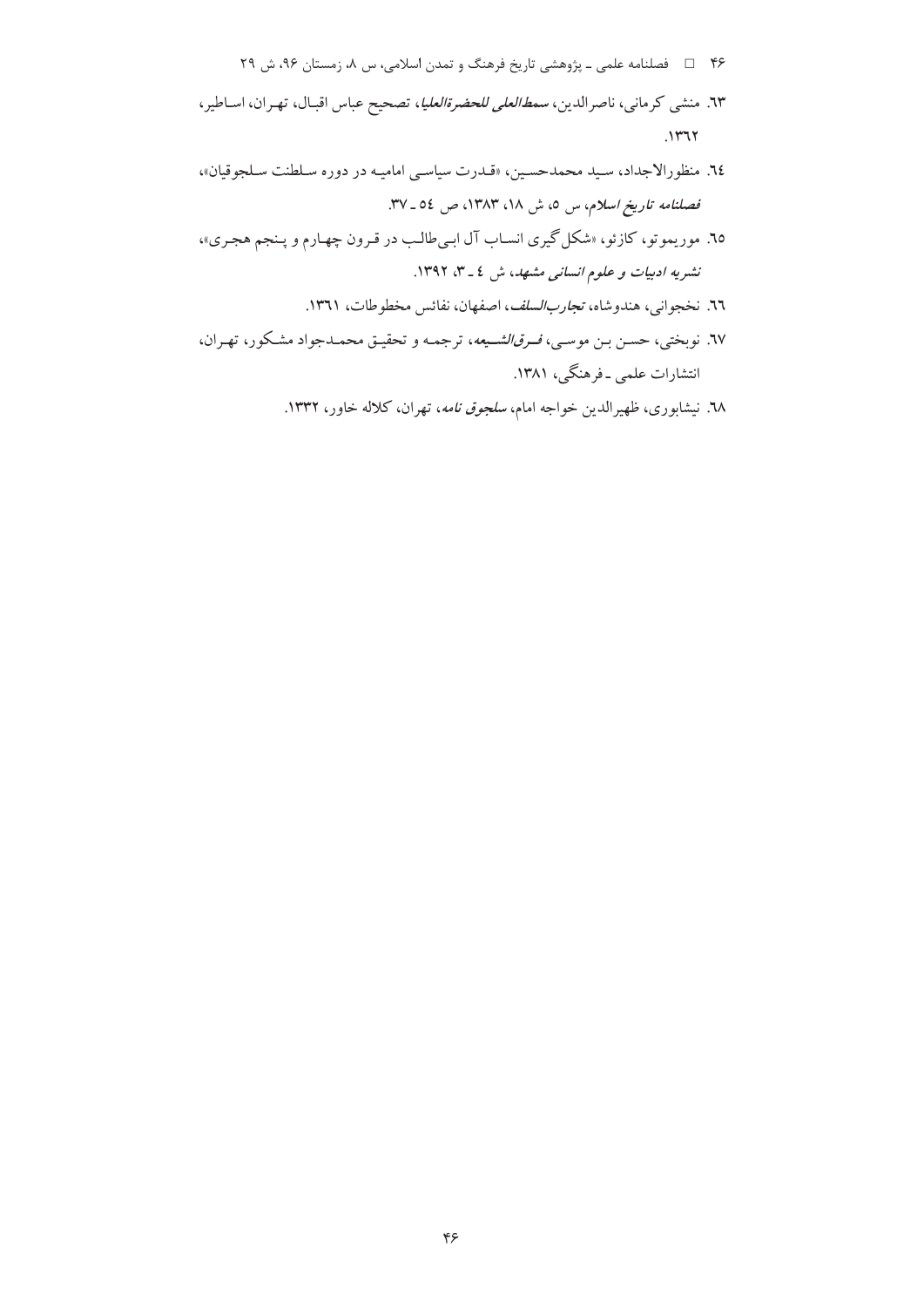٦٣. منشی کرمانی، ناصرالدین، *سمط‌العلی للحضرةالعلیا*، تصحیح عباس اقبال، تهران، اساطیر، ۱۳٦۲.

٦٤. منظورالاجداد، سید محمدحسین، «قدرت سیاسی امامیه در دوره سلطنت سلجوقیان»، *فصلنامه تاریخ اسلام*، س ٥، ش ۱۸، ۱۳۸۳، ص ٥٤ ـ ۳۷.

٦٥. موریموتو، کازئو، «شکل‌گیری انساب آل ابی‌طالب در قرون چهارم و پنجم هجری»، *نشریه ادبیات و علوم انسانی مشهد*، ش ٤ ـ ۳، ۱۳۹۲.

٦٦. نخجوانی، هندوشاه، *تجارب‌السلف*، اصفهان، نفائس مخطوطات، ۱۳٦۱.

٦٧. نوبختی، حسن بن موسی، *فرق‌الشیعه*، ترجمه و تحقیق محمدجواد مشکور، تهران، انتشارات علمی ـ فرهنگی، ۱۳۸۱.

٦٨. نیشابوری، ظهیرالدین خواجه امام، *سلجوق نامه*، تهران، کلاله خاور، ۱۳۳۲.